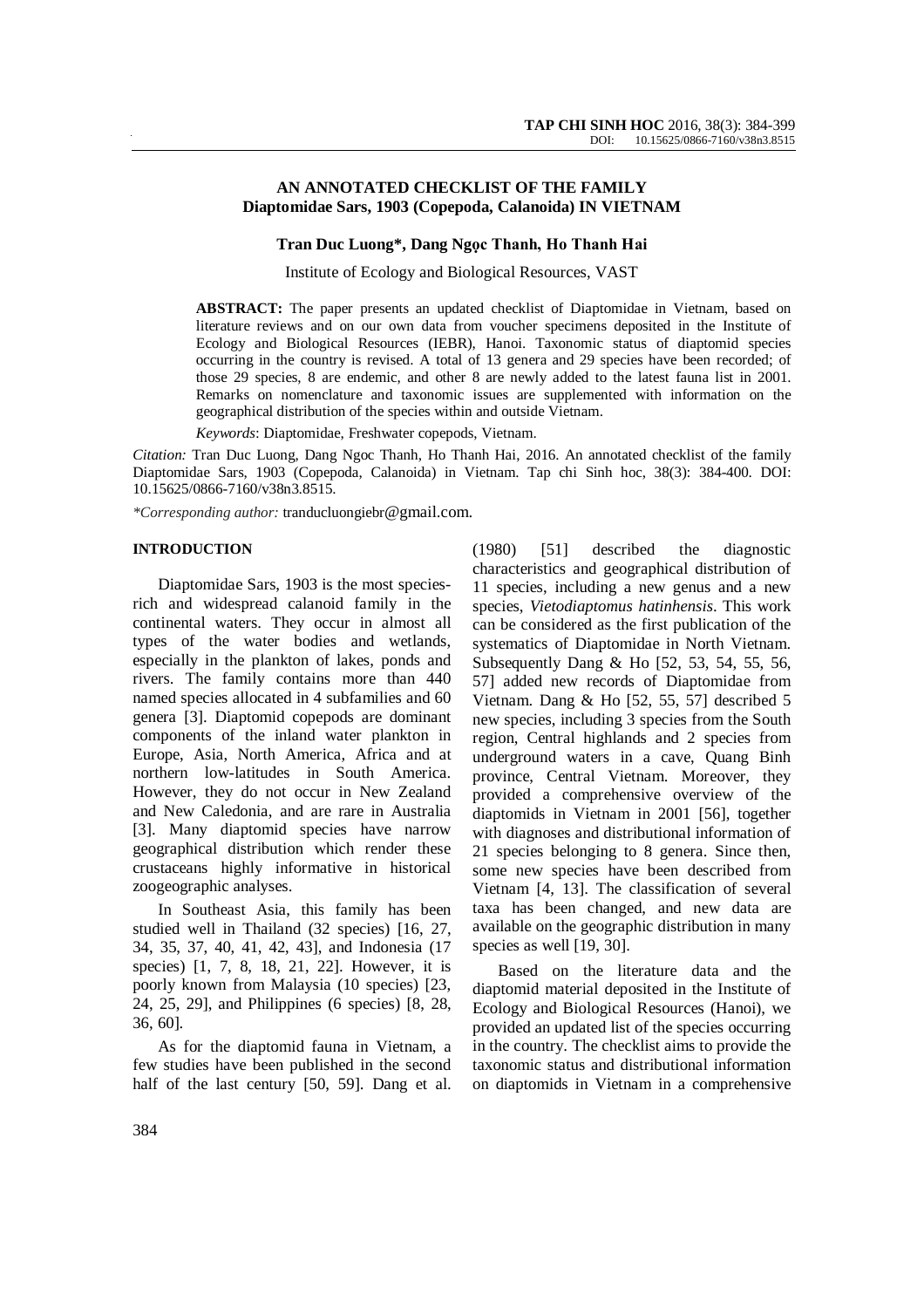# AN ANNOTATED CHECKLIST OF THE FAMILY Diaptomidae Sars, 1903 (Copepoda, Calanoida) IN VIETNAM

**Tran Duc Luong*, Dang Ngọc Thanh, Ho Thanh Hai**

Institute of Ecology and Biological Resources, VAST

**ABSTRACT:** The paper presents an updated checklist of Diaptomidae in Vietnam, based on literature reviews and on our own data from voucher specimens deposited in the Institute of Ecology and Biological Resources (IEBR), Hanoi. Taxonomic status of diaptomid species occurring in the country is revised. A total of 13 genera and 29 species have been recorded; of those 29 species, 8 are endemic, and other 8 are newly added to the latest fauna list in 2001. Remarks on nomenclature and taxonomic issues are supplemented with information on the geographical distribution of the species within and outside Vietnam.

*Keywords*: Diaptomidae, Freshwater copepods, Vietnam.

*Citation:* Tran Duc Luong, Dang Ngoc Thanh, Ho Thanh Hai, 2016. An annotated checklist of the family Diaptomidae Sars, 1903 (Copepoda, Calanoida) in Vietnam. Tap chi Sinh hoc, 38(3): 384-400. DOI: 10.15625/0866-7160/v38n3.8515.

*\*Corresponding author:* tranducluongiebr@gmail.com.

## INTRODUCTION

Diaptomidae Sars, 1903 is the most species-rich and widespread calanoid family in the continental waters. They occur in almost all types of the water bodies and wetlands, especially in the plankton of lakes, ponds and rivers. The family contains more than 440 named species allocated in 4 subfamilies and 60 genera [3]. Diaptomid copepods are dominant components of the inland water plankton in Europe, Asia, North America, Africa and at northern low-latitudes in South America. However, they do not occur in New Zealand and New Caledonia, and are rare in Australia [3]. Many diaptomid species have narrow geographical distribution which render these crustaceans highly informative in historical zoogeographic analyses.

In Southeast Asia, this family has been studied well in Thailand (32 species) [16, 27, 34, 35, 37, 40, 41, 42, 43], and Indonesia (17 species) [1, 7, 8, 18, 21, 22]. However, it is poorly known from Malaysia (10 species) [23, 24, 25, 29], and Philippines (6 species) [8, 28, 36, 60].

As for the diaptomid fauna in Vietnam, a few studies have been published in the second half of the last century [50, 59]. Dang et al. (1980) [51] described the diagnostic characteristics and geographical distribution of 11 species, including a new genus and a new species, *Vietodiaptomus hatinhensis*. This work can be considered as the first publication of the systematics of Diaptomidae in North Vietnam. Subsequently Dang & Ho [52, 53, 54, 55, 56, 57] added new records of Diaptomidae from Vietnam. Dang & Ho [52, 55, 57] described 5 new species, including 3 species from the South region, Central highlands and 2 species from underground waters in a cave, Quang Binh province, Central Vietnam. Moreover, they provided a comprehensive overview of the diaptomids in Vietnam in 2001 [56], together with diagnoses and distributional information of 21 species belonging to 8 genera. Since then, some new species have been described from Vietnam [4, 13]. The classification of several taxa has been changed, and new data are available on the geographic distribution in many species as well [19, 30].

Based on the literature data and the diaptomid material deposited in the Institute of Ecology and Biological Resources (IEBR), we provided an updated list of the species occurring in the country. The checklist aims to provide the taxonomic status and distributional information on diaptomids in Vietnam in a comprehensive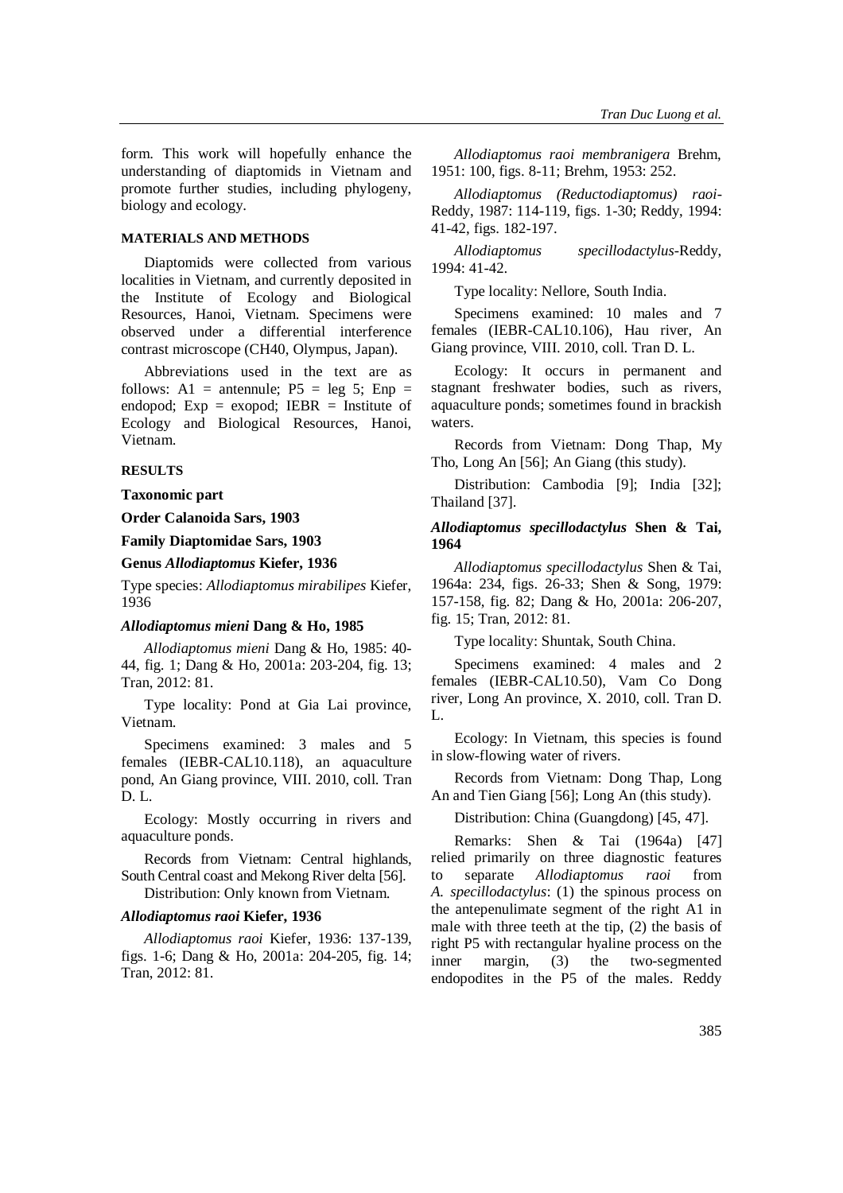form. This work will hopefully enhance the understanding of diaptomids in Vietnam and promote further studies, including phylogeny, biology and ecology.

## MATERIALS AND METHODS

Diaptomids were collected from various localities in Vietnam, and currently deposited in the Institute of Ecology and Biological Resources, Hanoi, Vietnam. Specimens were observed under a differential interference contrast microscope (CH40, Olympus, Japan).

Abbreviations used in the text are as follows: A1 = antennule; P5 = leg 5; Enp = endopod; Exp = exopod; IEBR = Institute of Ecology and Biological Resources, Hanoi, Vietnam.

## RESULTS

### Taxonomic part

**Order Calanoida Sars, 1903**

**Family Diaptomidae Sars, 1903**

**Genus *Allodiaptomus* Kiefer, 1936**

Type species: *Allodiaptomus mirabilipes* Kiefer, 1936

#### *Allodiaptomus mieni* Dang & Ho, 1985

*Allodiaptomus mieni* Dang & Ho, 1985: 40-44, fig. 1; Dang & Ho, 2001a: 203-204, fig. 13; Tran, 2012: 81.

Type locality: Pond at Gia Lai province, Vietnam.

Specimens examined: 3 males and 5 females (IEBR-CAL10.118), an aquaculture pond, An Giang province, VIII. 2010, coll. Tran D. L.

Ecology: Mostly occurring in rivers and aquaculture ponds.

Records from Vietnam: Central highlands, South Central coast and Mekong River delta [56].

Distribution: Only known from Vietnam.

#### *Allodiaptomus raoi* Kiefer, 1936

*Allodiaptomus raoi* Kiefer, 1936: 137-139, figs. 1-6; Dang & Ho, 2001a: 204-205, fig. 14; Tran, 2012: 81.

*Allodiaptomus raoi membranigera* Brehm, 1951: 100, figs. 8-11; Brehm, 1953: 252.

*Allodiaptomus (Reductodiaptomus) raoi*-Reddy, 1987: 114-119, figs. 1-30; Reddy, 1994: 41-42, figs. 182-197.

*Allodiaptomus specillodactylus*-Reddy, 1994: 41-42.

Type locality: Nellore, South India.

Specimens examined: 10 males and 7 females (IEBR-CAL10.106), Hau river, An Giang province, VIII. 2010, coll. Tran D. L.

Ecology: It occurs in permanent and stagnant freshwater bodies, such as rivers, aquaculture ponds; sometimes found in brackish waters.

Records from Vietnam: Dong Thap, My Tho, Long An [56]; An Giang (this study).

Distribution: Cambodia [9]; India [32]; Thailand [37].

#### *Allodiaptomus specillodactylus* Shen & Tai, 1964

*Allodiaptomus specillodactylus* Shen & Tai, 1964a: 234, figs. 26-33; Shen & Song, 1979: 157-158, fig. 82; Dang & Ho, 2001a: 206-207, fig. 15; Tran, 2012: 81.

Type locality: Shuntak, South China.

Specimens examined: 4 males and 2 females (IEBR-CAL10.50), Vam Co Dong river, Long An province, X. 2010, coll. Tran D. L.

Ecology: In Vietnam, this species is found in slow-flowing water of rivers.

Records from Vietnam: Dong Thap, Long An and Tien Giang [56]; Long An (this study).

Distribution: China (Guangdong) [45, 47].

Remarks: Shen & Tai (1964a) [47] relied primarily on three diagnostic features to separate *Allodiaptomus raoi* from *A. specillodactylus*: (1) the spinous process on the antepenulimate segment of the right A1 in male with three teeth at the tip, (2) the basis of right P5 with rectangular hyaline process on the inner margin, (3) the two-segmented endopodites in the P5 of the males. Reddy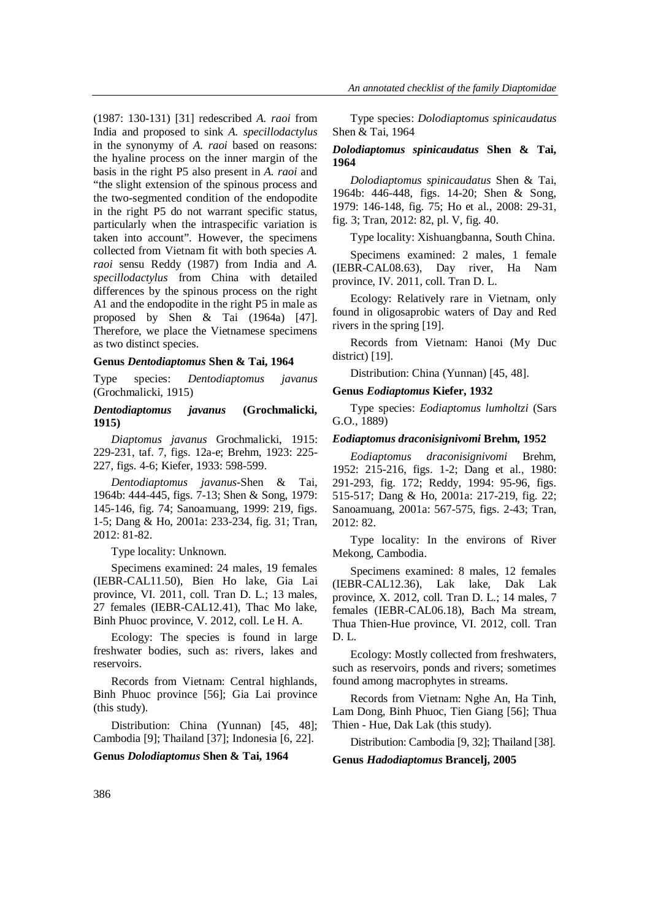(1987: 130-131) [31] redescribed *A. raoi* from India and proposed to sink *A. specillodactylus* in the synonymy of *A. raoi* based on reasons: the hyaline process on the inner margin of the basis in the right P5 also present in *A. raoi* and "the slight extension of the spinous process and the two-segmented condition of the endopodite in the right P5 do not warrant specific status, particularly when the intraspecific variation is taken into account". However, the specimens collected from Vietnam fit with both species *A. raoi* sensu Reddy (1987) from India and *A. specillodactylus* from China with detailed differences by the spinous process on the right A1 and the endopodite in the right P5 in male as proposed by Shen & Tai (1964a) [47]. Therefore, we place the Vietnamese specimens as two distinct species.

**Genus *Dentodiaptomus* Shen & Tai, 1964**

Type species: *Dentodiaptomus javanus* (Grochmalicki, 1915)

***Dentodiaptomus javanus* (Grochmalicki, 1915)**

*Diaptomus javanus* Grochmalicki, 1915: 229-231, taf. 7, figs. 12a-e; Brehm, 1923: 225-227, figs. 4-6; Kiefer, 1933: 598-599.

*Dentodiaptomus javanus*-Shen & Tai, 1964b: 444-445, figs. 7-13; Shen & Song, 1979: 145-146, fig. 74; Sanoamuang, 1999: 219, figs. 1-5; Dang & Ho, 2001a: 233-234, fig. 31; Tran, 2012: 81-82.

Type locality: Unknown.

Specimens examined: 24 males, 19 females (IEBR-CAL11.50), Bien Ho lake, Gia Lai province, VI. 2011, coll. Tran D. L.; 13 males, 27 females (IEBR-CAL12.41), Thac Mo lake, Binh Phuoc province, V. 2012, coll. Le H. A.

Ecology: The species is found in large freshwater bodies, such as: rivers, lakes and reservoirs.

Records from Vietnam: Central highlands, Binh Phuoc province [56]; Gia Lai province (this study).

Distribution: China (Yunnan) [45, 48]; Cambodia [9]; Thailand [37]; Indonesia [6, 22].

**Genus *Dolodiaptomus* Shen & Tai, 1964**

Type species: *Dolodiaptomus spinicaudatus* Shen & Tai, 1964

***Dolodiaptomus spinicaudatus* Shen & Tai, 1964**

*Dolodiaptomus spinicaudatus* Shen & Tai, 1964b: 446-448, figs. 14-20; Shen & Song, 1979: 146-148, fig. 75; Ho et al., 2008: 29-31, fig. 3; Tran, 2012: 82, pl. V, fig. 40.

Type locality: Xishuangbanna, South China.

Specimens examined: 2 males, 1 female (IEBR-CAL08.63), Day river, Ha Nam province, IV. 2011, coll. Tran D. L.

Ecology: Relatively rare in Vietnam, only found in oligosaprobic waters of Day and Red rivers in the spring [19].

Records from Vietnam: Hanoi (My Duc district) [19].

Distribution: China (Yunnan) [45, 48].

**Genus *Eodiaptomus* Kiefer, 1932**

Type species: *Eodiaptomus lumholtzi* (Sars G.O., 1889)

***Eodiaptomus draconisignivomi* Brehm, 1952**

*Eodiaptomus draconisignivomi* Brehm, 1952: 215-216, figs. 1-2; Dang et al., 1980: 291-293, fig. 172; Reddy, 1994: 95-96, figs. 515-517; Dang & Ho, 2001a: 217-219, fig. 22; Sanoamuang, 2001a: 567-575, figs. 2-43; Tran, 2012: 82.

Type locality: In the environs of River Mekong, Cambodia.

Specimens examined: 8 males, 12 females (IEBR-CAL12.36), Lak lake, Dak Lak province, X. 2012, coll. Tran D. L.; 14 males, 7 females (IEBR-CAL06.18), Bach Ma stream, Thua Thien-Hue province, VI. 2012, coll. Tran D. L.

Ecology: Mostly collected from freshwaters, such as reservoirs, ponds and rivers; sometimes found among macrophytes in streams.

Records from Vietnam: Nghe An, Ha Tinh, Lam Dong, Binh Phuoc, Tien Giang [56]; Thua Thien - Hue, Dak Lak (this study).

Distribution: Cambodia [9, 32]; Thailand [38].

**Genus *Hadodiaptomus* Brancelj, 2005**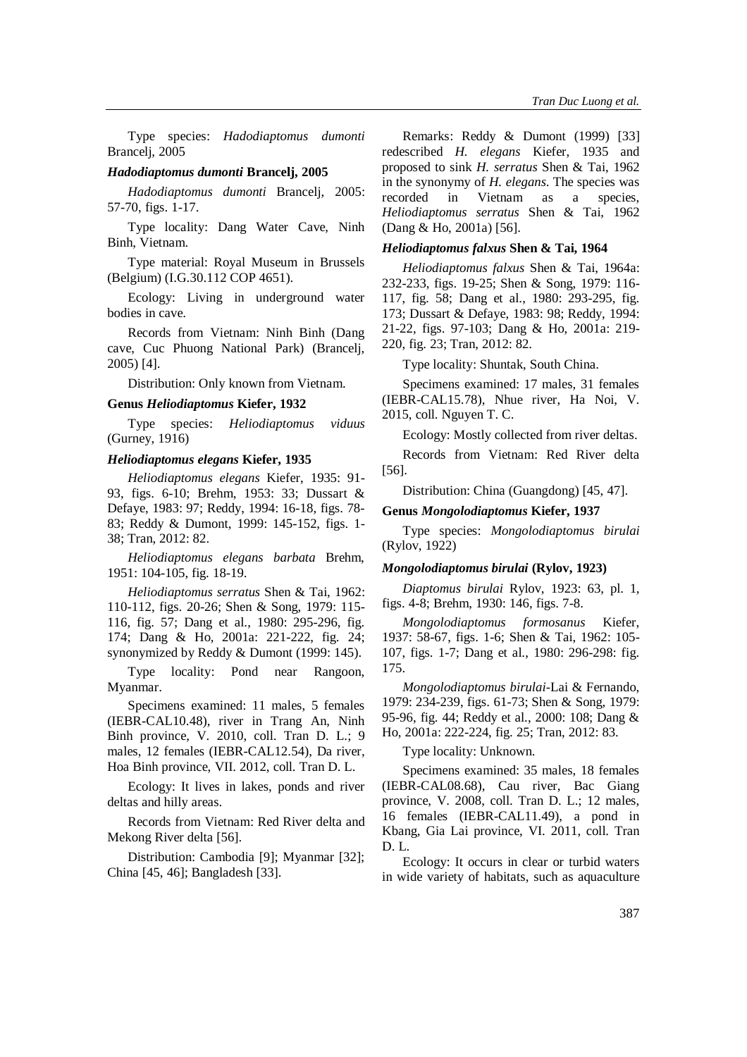Type species: *Hadodiaptomus dumonti* Brancelj, 2005

#### *Hadodiaptomus dumonti* Brancelj, 2005

*Hadodiaptomus dumonti* Brancelj, 2005: 57-70, figs. 1-17.

Type locality: Dang Water Cave, Ninh Binh, Vietnam.

Type material: Royal Museum in Brussels (Belgium) (I.G.30.112 COP 4651).

Ecology: Living in underground water bodies in cave.

Records from Vietnam: Ninh Binh (Dang cave, Cuc Phuong National Park) (Brancelj, 2005) [4].

Distribution: Only known from Vietnam.

### Genus *Heliodiaptomus* Kiefer, 1932

Type species: *Heliodiaptomus viduus* (Gurney, 1916)

#### *Heliodiaptomus elegans* Kiefer, 1935

*Heliodiaptomus elegans* Kiefer, 1935: 91-93, figs. 6-10; Brehm, 1953: 33; Dussart & Defaye, 1983: 97; Reddy, 1994: 16-18, figs. 78-83; Reddy & Dumont, 1999: 145-152, figs. 1-38; Tran, 2012: 82.

*Heliodiaptomus elegans barbata* Brehm, 1951: 104-105, fig. 18-19.

*Heliodiaptomus serratus* Shen & Tai, 1962: 110-112, figs. 20-26; Shen & Song, 1979: 115-116, fig. 57; Dang et al., 1980: 295-296, fig. 174; Dang & Ho, 2001a: 221-222, fig. 24; synonymized by Reddy & Dumont (1999: 145).

Type locality: Pond near Rangoon, Myanmar.

Specimens examined: 11 males, 5 females (IEBR-CAL10.48), river in Trang An, Ninh Binh province, V. 2010, coll. Tran D. L.; 9 males, 12 females (IEBR-CAL12.54), Da river, Hoa Binh province, VII. 2012, coll. Tran D. L.

Ecology: It lives in lakes, ponds and river deltas and hilly areas.

Records from Vietnam: Red River delta and Mekong River delta [56].

Distribution: Cambodia [9]; Myanmar [32]; China [45, 46]; Bangladesh [33].

Remarks: Reddy & Dumont (1999) [33] redescribed *H. elegans* Kiefer, 1935 and proposed to sink *H. serratus* Shen & Tai, 1962 in the synonymy of *H. elegans*. The species was recorded in Vietnam as a species, *Heliodiaptomus serratus* Shen & Tai, 1962 (Dang & Ho, 2001a) [56].

#### *Heliodiaptomus falxus* Shen & Tai, 1964

*Heliodiaptomus falxus* Shen & Tai, 1964a: 232-233, figs. 19-25; Shen & Song, 1979: 116-117, fig. 58; Dang et al., 1980: 293-295, fig. 173; Dussart & Defaye, 1983: 98; Reddy, 1994: 21-22, figs. 97-103; Dang & Ho, 2001a: 219-220, fig. 23; Tran, 2012: 82.

Type locality: Shuntak, South China.

Specimens examined: 17 males, 31 females (IEBR-CAL15.78), Nhue river, Ha Noi, V. 2015, coll. Nguyen T. C.

Ecology: Mostly collected from river deltas.

Records from Vietnam: Red River delta [56].

Distribution: China (Guangdong) [45, 47].

### Genus *Mongolodiaptomus* Kiefer, 1937

Type species: *Mongolodiaptomus birulai* (Rylov, 1922)

#### *Mongolodiaptomus birulai* (Rylov, 1923)

*Diaptomus birulai* Rylov, 1923: 63, pl. 1, figs. 4-8; Brehm, 1930: 146, figs. 7-8.

*Mongolodiaptomus formosanus* Kiefer, 1937: 58-67, figs. 1-6; Shen & Tai, 1962: 105-107, figs. 1-7; Dang et al., 1980: 296-298: fig. 175.

*Mongolodiaptomus birulai*-Lai & Fernando, 1979: 234-239, figs. 61-73; Shen & Song, 1979: 95-96, fig. 44; Reddy et al., 2000: 108; Dang & Ho, 2001a: 222-224, fig. 25; Tran, 2012: 83.

Type locality: Unknown.

Specimens examined: 35 males, 18 females (IEBR-CAL08.68), Cau river, Bac Giang province, V. 2008, coll. Tran D. L.; 12 males, 16 females (IEBR-CAL11.49), a pond in Kbang, Gia Lai province, VI. 2011, coll. Tran D. L.

Ecology: It occurs in clear or turbid waters in wide variety of habitats, such as aquaculture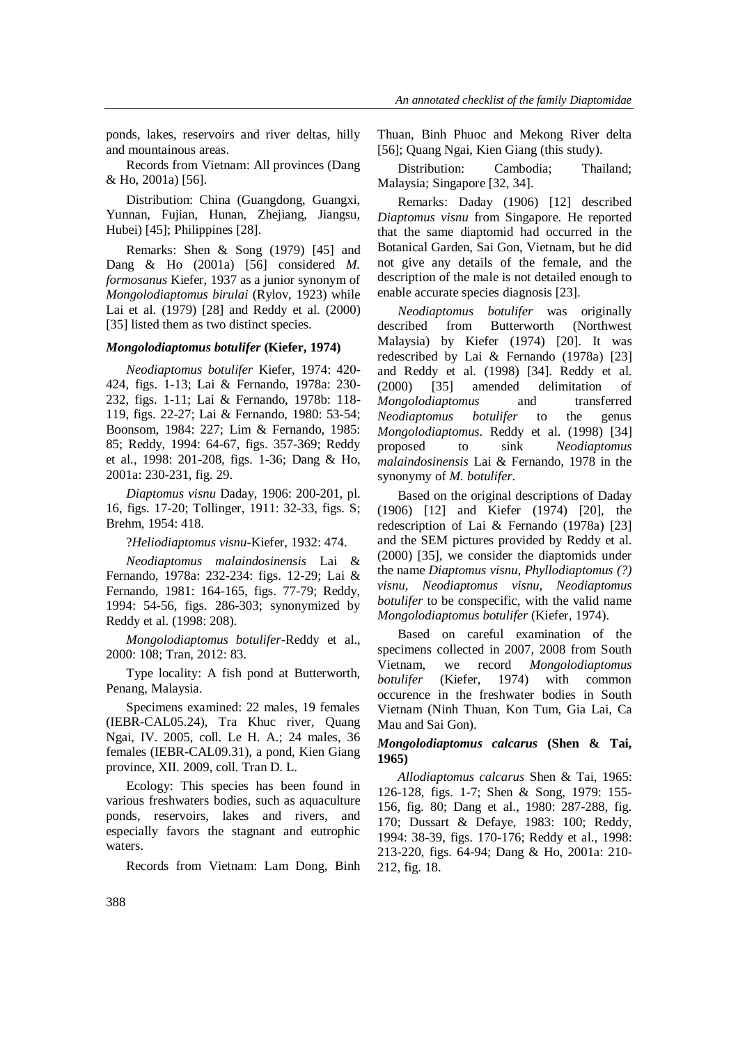ponds, lakes, reservoirs and river deltas, hilly and mountainous areas.

Records from Vietnam: All provinces (Dang & Ho, 2001a) [56].

Distribution: China (Guangdong, Guangxi, Yunnan, Fujian, Hunan, Zhejiang, Jiangsu, Hubei) [45]; Philippines [28].

Remarks: Shen & Song (1979) [45] and Dang & Ho (2001a) [56] considered *M. formosanus* Kiefer, 1937 as a junior synonym of *Mongolodiaptomus birulai* (Rylov, 1923) while Lai et al. (1979) [28] and Reddy et al. (2000) [35] listed them as two distinct species.

#### *Mongolodiaptomus botulifer* (Kiefer, 1974)

*Neodiaptomus botulifer* Kiefer, 1974: 420-424, figs. 1-13; Lai & Fernando, 1978a: 230-232, figs. 1-11; Lai & Fernando, 1978b: 118-119, figs. 22-27; Lai & Fernando, 1980: 53-54; Boonsom, 1984: 227; Lim & Fernando, 1985: 85; Reddy, 1994: 64-67, figs. 357-369; Reddy et al., 1998: 201-208, figs. 1-36; Dang & Ho, 2001a: 230-231, fig. 29.

*Diaptomus visnu* Daday, 1906: 200-201, pl. 16, figs. 17-20; Tollinger, 1911: 32-33, figs. S; Brehm, 1954: 418.

?*Heliodiaptomus visnu*-Kiefer, 1932: 474.

*Neodiaptomus malaindosinensis* Lai & Fernando, 1978a: 232-234: figs. 12-29; Lai & Fernando, 1981: 164-165, figs. 77-79; Reddy, 1994: 54-56, figs. 286-303; synonymized by Reddy et al. (1998: 208).

*Mongolodiaptomus botulifer*-Reddy et al., 2000: 108; Tran, 2012: 83.

Type locality: A fish pond at Butterworth, Penang, Malaysia.

Specimens examined: 22 males, 19 females (IEBR-CAL05.24), Tra Khuc river, Quang Ngai, IV. 2005, coll. Le H. A.; 24 males, 36 females (IEBR-CAL09.31), a pond, Kien Giang province, XII. 2009, coll. Tran D. L.

Ecology: This species has been found in various freshwaters bodies, such as aquaculture ponds, reservoirs, lakes and rivers, and especially favors the stagnant and eutrophic waters.

Records from Vietnam: Lam Dong, Binh Thuan, Binh Phuoc and Mekong River delta [56]; Quang Ngai, Kien Giang (this study).

Distribution: Cambodia; Thailand; Malaysia; Singapore [32, 34].

Remarks: Daday (1906) [12] described *Diaptomus visnu* from Singapore. He reported that the same diaptomid had occurred in the Botanical Garden, Sai Gon, Vietnam, but he did not give any details of the female, and the description of the male is not detailed enough to enable accurate species diagnosis [23].

*Neodiaptomus botulifer* was originally described from Butterworth (Northwest Malaysia) by Kiefer (1974) [20]. It was redescribed by Lai & Fernando (1978a) [23] and Reddy et al. (1998) [34]. Reddy et al. (2000) [35] amended delimitation of *Mongolodiaptomus* and transferred *Neodiaptomus botulifer* to the genus *Mongolodiaptomus*. Reddy et al. (1998) [34] proposed to sink *Neodiaptomus malaindosinensis* Lai & Fernando, 1978 in the synonymy of *M. botulifer*.

Based on the original descriptions of Daday (1906) [12] and Kiefer (1974) [20], the redescription of Lai & Fernando (1978a) [23] and the SEM pictures provided by Reddy et al. (2000) [35], we consider the diaptomids under the name *Diaptomus visnu*, *Phyllodiaptomus (?) visnu*, *Neodiaptomus visnu*, *Neodiaptomus botulifer* to be conspecific, with the valid name *Mongolodiaptomus botulifer* (Kiefer, 1974).

Based on careful examination of the specimens collected in 2007, 2008 from South Vietnam, we record *Mongolodiaptomus botulifer* (Kiefer, 1974) with common occurence in the freshwater bodies in South Vietnam (Ninh Thuan, Kon Tum, Gia Lai, Ca Mau and Sai Gon).

#### *Mongolodiaptomus calcarus* (Shen & Tai, 1965)

*Allodiaptomus calcarus* Shen & Tai, 1965: 126-128, figs. 1-7; Shen & Song, 1979: 155-156, fig. 80; Dang et al., 1980: 287-288, fig. 170; Dussart & Defaye, 1983: 100; Reddy, 1994: 38-39, figs. 170-176; Reddy et al., 1998: 213-220, figs. 64-94; Dang & Ho, 2001a: 210-212, fig. 18.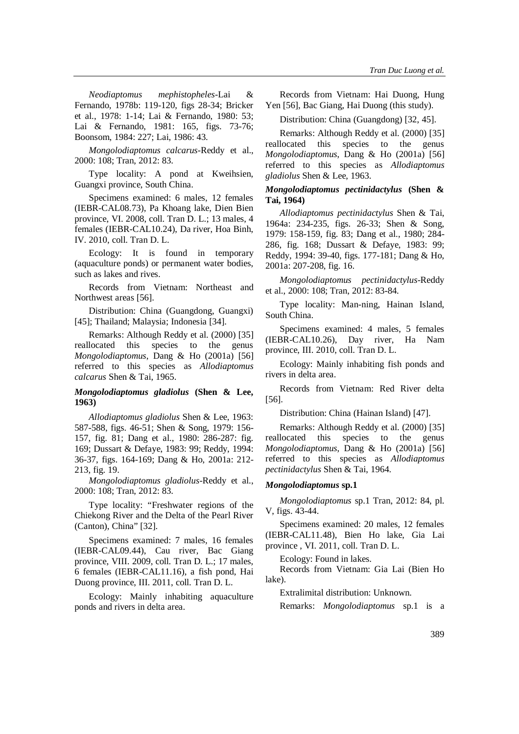*Neodiaptomus mephistopheles*-Lai & Fernando, 1978b: 119-120, figs 28-34; Bricker et al., 1978: 1-14; Lai & Fernando, 1980: 53; Lai & Fernando, 1981: 165, figs. 73-76; Boonsom, 1984: 227; Lai, 1986: 43.

*Mongolodiaptomus calcarus*-Reddy et al., 2000: 108; Tran, 2012: 83.

Type locality: A pond at Kweihsien, Guangxi province, South China.

Specimens examined: 6 males, 12 females (IEBR-CAL08.73), Pa Khoang lake, Dien Bien province, VI. 2008, coll. Tran D. L.; 13 males, 4 females (IEBR-CAL10.24), Da river, Hoa Binh, IV. 2010, coll. Tran D. L.

Ecology: It is found in temporary (aquaculture ponds) or permanent water bodies, such as lakes and rives.

Records from Vietnam: Northeast and Northwest areas [56].

Distribution: China (Guangdong, Guangxi) [45]; Thailand; Malaysia; Indonesia [34].

Remarks: Although Reddy et al. (2000) [35] reallocated this species to the genus *Mongolodiaptomus*, Dang & Ho (2001a) [56] referred to this species as *Allodiaptomus calcarus* Shen & Tai, 1965.

### *Mongolodiaptomus gladiolus* (Shen & Lee, 1963)

*Allodiaptomus gladiolus* Shen & Lee, 1963: 587-588, figs. 46-51; Shen & Song, 1979: 156-157, fig. 81; Dang et al., 1980: 286-287: fig. 169; Dussart & Defaye, 1983: 99; Reddy, 1994: 36-37, figs. 164-169; Dang & Ho, 2001a: 212-213, fig. 19.

*Mongolodiaptomus gladiolus*-Reddy et al., 2000: 108; Tran, 2012: 83.

Type locality: "Freshwater regions of the Chiekong River and the Delta of the Pearl River (Canton), China" [32].

Specimens examined: 7 males, 16 females (IEBR-CAL09.44), Cau river, Bac Giang province, VIII. 2009, coll. Tran D. L.; 17 males, 6 females (IEBR-CAL11.16), a fish pond, Hai Duong province, III. 2011, coll. Tran D. L.

Ecology: Mainly inhabiting aquaculture ponds and rivers in delta area.

Records from Vietnam: Hai Duong, Hung Yen [56], Bac Giang, Hai Duong (this study).

Distribution: China (Guangdong) [32, 45].

Remarks: Although Reddy et al. (2000) [35] reallocated this species to the genus *Mongolodiaptomus*, Dang & Ho (2001a) [56] referred to this species as *Allodiaptomus gladiolus* Shen & Lee, 1963.

### *Mongolodiaptomus pectinidactylus* (Shen & Tai, 1964)

*Allodiaptomus pectinidactylus* Shen & Tai, 1964a: 234-235, figs. 26-33; Shen & Song, 1979: 158-159, fig. 83; Dang et al., 1980; 284-286, fig. 168; Dussart & Defaye, 1983: 99; Reddy, 1994: 39-40, figs. 177-181; Dang & Ho, 2001a: 207-208, fig. 16.

*Mongolodiaptomus pectinidactylus*-Reddy et al., 2000: 108; Tran, 2012: 83-84.

Type locality: Man-ning, Hainan Island, South China.

Specimens examined: 4 males, 5 females (IEBR-CAL10.26), Day river, Ha Nam province, III. 2010, coll. Tran D. L.

Ecology: Mainly inhabiting fish ponds and rivers in delta area.

Records from Vietnam: Red River delta [56].

Distribution: China (Hainan Island) [47].

Remarks: Although Reddy et al. (2000) [35] reallocated this species to the genus *Mongolodiaptomus*, Dang & Ho (2001a) [56] referred to this species as *Allodiaptomus pectinidactylus* Shen & Tai, 1964.

### *Mongolodiaptomus* sp.1

*Mongolodiaptomus* sp.1 Tran, 2012: 84, pl. V, figs. 43-44.

Specimens examined: 20 males, 12 females (IEBR-CAL11.48), Bien Ho lake, Gia Lai province , VI. 2011, coll. Tran D. L.

Ecology: Found in lakes.

Records from Vietnam: Gia Lai (Bien Ho lake).

Extralimital distribution: Unknown.

Remarks: *Mongolodiaptomus* sp.1 is a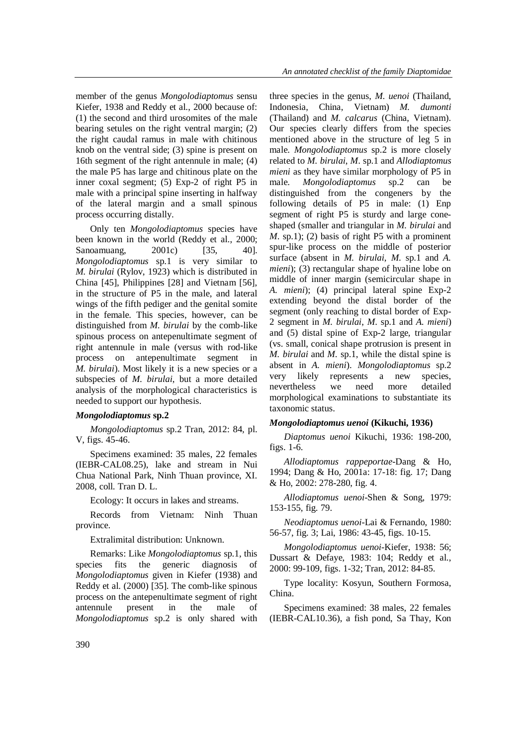member of the genus *Mongolodiaptomus* sensu Kiefer, 1938 and Reddy et al., 2000 because of: (1) the second and third urosomites of the male bearing setules on the right ventral margin; (2) the right caudal ramus in male with chitinous knob on the ventral side; (3) spine is present on 16th segment of the right antennule in male; (4) the male P5 has large and chitinous plate on the inner coxal segment; (5) Exp-2 of right P5 in male with a principal spine inserting in halfway of the lateral margin and a small spinous process occurring distally.

Only ten *Mongolodiaptomus* species have been known in the world (Reddy et al., 2000; Sanoamuang, 2001c) [35, 40]. *Mongolodiaptomus* sp.1 is very similar to *M. birulai* (Rylov, 1923) which is distributed in China [45], Philippines [28] and Vietnam [56], in the structure of P5 in the male, and lateral wings of the fifth pediger and the genital somite in the female. This species, however, can be distinguished from *M. birulai* by the comb-like spinous process on antepenultimate segment of right antennule in male (versus with rod-like process on antepenultimate segment in *M. birulai*). Most likely it is a new species or a subspecies of *M. birulai*, but a more detailed analysis of the morphological characteristics is needed to support our hypothesis.

### *Mongolodiaptomus* sp.2

*Mongolodiaptomus* sp.2 Tran, 2012: 84, pl. V, figs. 45-46.

Specimens examined: 35 males, 22 females (IEBR-CAL08.25), lake and stream in Nui Chua National Park, Ninh Thuan province, XI. 2008, coll. Tran D. L.

Ecology: It occurs in lakes and streams.

Records from Vietnam: Ninh Thuan province.

Extralimital distribution: Unknown.

Remarks: Like *Mongolodiaptomus* sp.1, this species fits the generic diagnosis of *Mongolodiaptomus* given in Kiefer (1938) and Reddy et al. (2000) [35]. The comb-like spinous process on the antepenultimate segment of right antennule present in the male of *Mongolodiaptomus* sp.2 is only shared with three species in the genus, *M. uenoi* (Thailand, Indonesia, China, Vietnam) *M. dumonti* (Thailand) and *M. calcarus* (China, Vietnam). Our species clearly differs from the species mentioned above in the structure of leg 5 in male. *Mongolodiaptomus* sp.2 is more closely related to *M. birulai*, *M*. sp.1 and *Allodiaptomus mieni* as they have similar morphology of P5 in male. *Mongolodiaptomus* sp.2 can be distinguished from the congeners by the following details of P5 in male: (1) Enp segment of right P5 is sturdy and large cone-shaped (smaller and triangular in *M. birulai* and *M*. sp.1); (2) basis of right P5 with a prominent spur-like process on the middle of posterior surface (absent in *M. birulai*, *M.* sp.1 and *A. mieni*); (3) rectangular shape of hyaline lobe on middle of inner margin (semicircular shape in *A. mieni*); (4) principal lateral spine Exp-2 extending beyond the distal border of the segment (only reaching to distal border of Exp-2 segment in *M. birulai*, *M*. sp.1 and *A. mieni*) and (5) distal spine of Exp-2 large, triangular (vs. small, conical shape protrusion is present in *M. birulai* and *M*. sp.1, while the distal spine is absent in *A. mieni*). *Mongolodiaptomus* sp.2 very likely represents a new species, nevertheless we need more detailed morphological examinations to substantiate its taxonomic status.

### *Mongolodiaptomus uenoi* (Kikuchi, 1936)

*Diaptomus uenoi* Kikuchi, 1936: 198-200, figs. 1-6.

*Allodiaptomus rappeportae*-Dang & Ho, 1994; Dang & Ho, 2001a: 17-18: fig. 17; Dang & Ho, 2002: 278-280, fig. 4.

*Allodiaptomus uenoi*-Shen & Song, 1979: 153-155, fig. 79.

*Neodiaptomus uenoi*-Lai & Fernando, 1980: 56-57, fig. 3; Lai, 1986: 43-45, figs. 10-15.

*Mongolodiaptomus uenoi*-Kiefer, 1938: 56; Dussart & Defaye, 1983: 104; Reddy et al., 2000: 99-109, figs. 1-32; Tran, 2012: 84-85.

Type locality: Kosyun, Southern Formosa, China.

Specimens examined: 38 males, 22 females (IEBR-CAL10.36), a fish pond, Sa Thay, Kon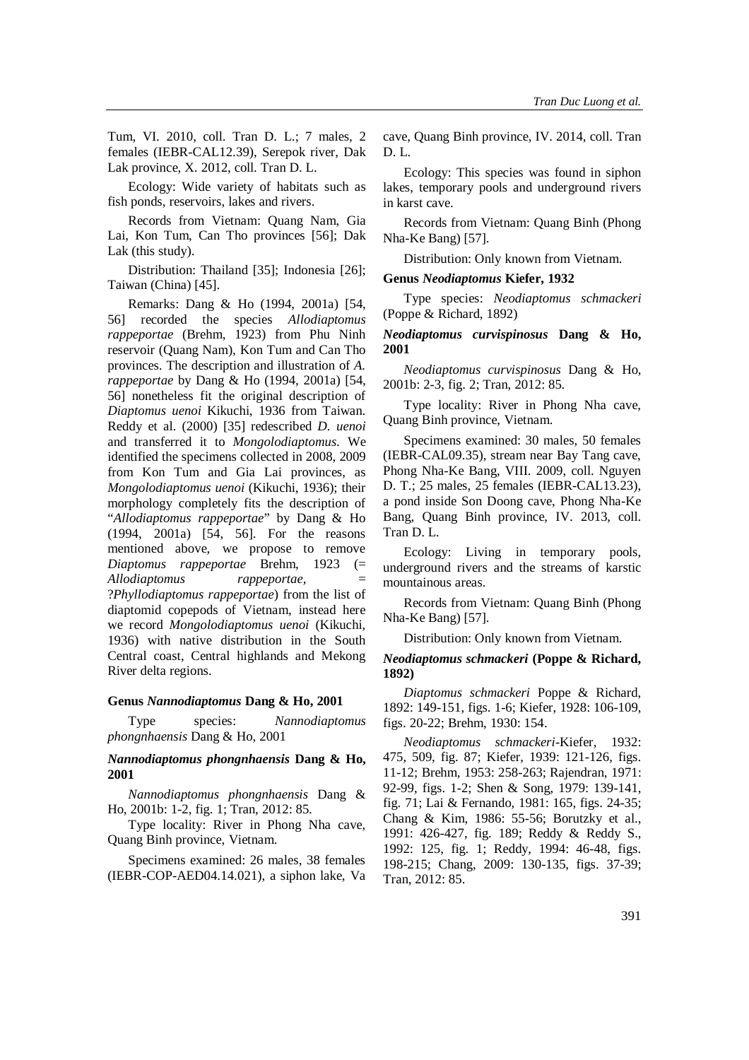Tum, VI. 2010, coll. Tran D. L.; 7 males, 2 females (IEBR-CAL12.39), Serepok river, Dak Lak province, X. 2012, coll. Tran D. L.

Ecology: Wide variety of habitats such as fish ponds, reservoirs, lakes and rivers.

Records from Vietnam: Quang Nam, Gia Lai, Kon Tum, Can Tho provinces [56]; Dak Lak (this study).

Distribution: Thailand [35]; Indonesia [26]; Taiwan (China) [45].

Remarks: Dang & Ho (1994, 2001a) [54, 56] recorded the species *Allodiaptomus rappeportae* (Brehm, 1923) from Phu Ninh reservoir (Quang Nam), Kon Tum and Can Tho provinces. The description and illustration of *A. rappeportae* by Dang & Ho (1994, 2001a) [54, 56] nonetheless fit the original description of *Diaptomus uenoi* Kikuchi, 1936 from Taiwan. Reddy et al. (2000) [35] redescribed *D. uenoi* and transferred it to *Mongolodiaptomus*. We identified the specimens collected in 2008, 2009 from Kon Tum and Gia Lai provinces, as *Mongolodiaptomus uenoi* (Kikuchi, 1936); their morphology completely fits the description of "*Allodiaptomus rappeportae*" by Dang & Ho (1994, 2001a) [54, 56]. For the reasons mentioned above, we propose to remove *Diaptomus rappeportae* Brehm, 1923 (= *Allodiaptomus rappeportae*, = ?*Phyllodiaptomus rappeportae*) from the list of diaptomid copepods of Vietnam, instead here we record *Mongolodiaptomus uenoi* (Kikuchi, 1936) with native distribution in the South Central coast, Central highlands and Mekong River delta regions.

**Genus *Nannodiaptomus* Dang & Ho, 2001**

Type species: *Nannodiaptomus phongnhaensis* Dang & Ho, 2001

***Nannodiaptomus phongnhaensis* Dang & Ho, 2001**

*Nannodiaptomus phongnhaensis* Dang & Ho, 2001b: 1-2, fig. 1; Tran, 2012: 85.

Type locality: River in Phong Nha cave, Quang Binh province, Vietnam.

Specimens examined: 26 males, 38 females (IEBR-COP-AED04.14.021), a siphon lake, Va cave, Quang Binh province, IV. 2014, coll. Tran D. L.

Ecology: This species was found in siphon lakes, temporary pools and underground rivers in karst cave.

Records from Vietnam: Quang Binh (Phong Nha-Ke Bang) [57].

Distribution: Only known from Vietnam.

**Genus *Neodiaptomus* Kiefer, 1932**

Type species: *Neodiaptomus schmackeri* (Poppe & Richard, 1892)

***Neodiaptomus curvispinosus* Dang & Ho, 2001**

*Neodiaptomus curvispinosus* Dang & Ho, 2001b: 2-3, fig. 2; Tran, 2012: 85.

Type locality: River in Phong Nha cave, Quang Binh province, Vietnam.

Specimens examined: 30 males, 50 females (IEBR-CAL09.35), stream near Bay Tang cave, Phong Nha-Ke Bang, VIII. 2009, coll. Nguyen D. T.; 25 males, 25 females (IEBR-CAL13.23), a pond inside Son Doong cave, Phong Nha-Ke Bang, Quang Binh province, IV. 2013, coll. Tran D. L.

Ecology: Living in temporary pools, underground rivers and the streams of karstic mountainous areas.

Records from Vietnam: Quang Binh (Phong Nha-Ke Bang) [57].

Distribution: Only known from Vietnam.

***Neodiaptomus schmackeri* (Poppe & Richard, 1892)**

*Diaptomus schmackeri* Poppe & Richard, 1892: 149-151, figs. 1-6; Kiefer, 1928: 106-109, figs. 20-22; Brehm, 1930: 154.

*Neodiaptomus schmackeri*-Kiefer, 1932: 475, 509, fig. 87; Kiefer, 1939: 121-126, figs. 11-12; Brehm, 1953: 258-263; Rajendran, 1971: 92-99, figs. 1-2; Shen & Song, 1979: 139-141, fig. 71; Lai & Fernando, 1981: 165, figs. 24-35; Chang & Kim, 1986: 55-56; Borutzky et al., 1991: 426-427, fig. 189; Reddy & Reddy S., 1992: 125, fig. 1; Reddy, 1994: 46-48, figs. 198-215; Chang, 2009: 130-135, figs. 37-39; Tran, 2012: 85.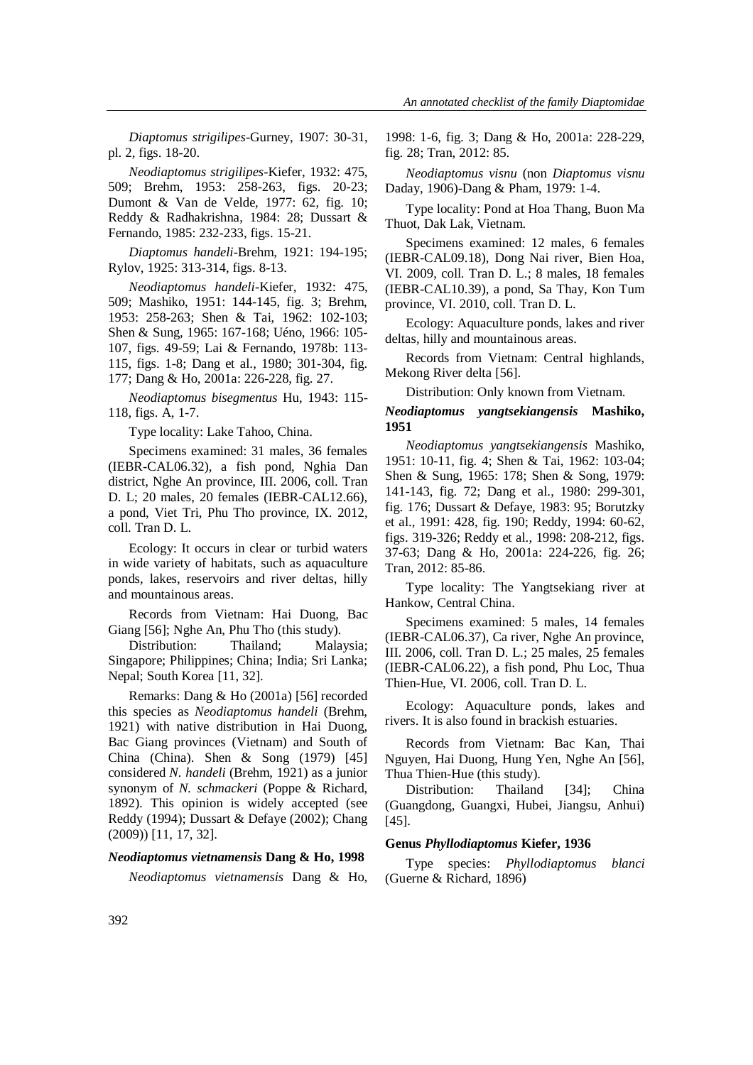*Diaptomus strigilipes*-Gurney, 1907: 30-31, pl. 2, figs. 18-20.

*Neodiaptomus strigilipes*-Kiefer, 1932: 475, 509; Brehm, 1953: 258-263, figs. 20-23; Dumont & Van de Velde, 1977: 62, fig. 10; Reddy & Radhakrishna, 1984: 28; Dussart & Fernando, 1985: 232-233, figs. 15-21.

*Diaptomus handeli*-Brehm, 1921: 194-195; Rylov, 1925: 313-314, figs. 8-13.

*Neodiaptomus handeli*-Kiefer, 1932: 475, 509; Mashiko, 1951: 144-145, fig. 3; Brehm, 1953: 258-263; Shen & Tai, 1962: 102-103; Shen & Sung, 1965: 167-168; Uéno, 1966: 105-107, figs. 49-59; Lai & Fernando, 1978b: 113-115, figs. 1-8; Dang et al., 1980: 301-304, fig. 177; Dang & Ho, 2001a: 226-228, fig. 27.

*Neodiaptomus bisegmentus* Hu, 1943: 115-118, figs. A, 1-7.

Type locality: Lake Tahoo, China.

Specimens examined: 31 males, 36 females (IEBR-CAL06.32), a fish pond, Nghia Dan district, Nghe An province, III. 2006, coll. Tran D. L; 20 males, 20 females (IEBR-CAL12.66), a pond, Viet Tri, Phu Tho province, IX. 2012, coll. Tran D. L.

Ecology: It occurs in clear or turbid waters in wide variety of habitats, such as aquaculture ponds, lakes, reservoirs and river deltas, hilly and mountainous areas.

Records from Vietnam: Hai Duong, Bac Giang [56]; Nghe An, Phu Tho (this study).

Distribution: Thailand; Malaysia; Singapore; Philippines; China; India; Sri Lanka; Nepal; South Korea [11, 32].

Remarks: Dang & Ho (2001a) [56] recorded this species as *Neodiaptomus handeli* (Brehm, 1921) with native distribution in Hai Duong, Bac Giang provinces (Vietnam) and South of China (China). Shen & Song (1979) [45] considered *N. handeli* (Brehm, 1921) as a junior synonym of *N. schmackeri* (Poppe & Richard, 1892). This opinion is widely accepted (see Reddy (1994); Dussart & Defaye (2002); Chang (2009)) [11, 17, 32].

### *Neodiaptomus vietnamensis* Dang & Ho, 1998

*Neodiaptomus vietnamensis* Dang & Ho, 1998: 1-6, fig. 3; Dang & Ho, 2001a: 228-229, fig. 28; Tran, 2012: 85.

*Neodiaptomus visnu* (non *Diaptomus visnu* Daday, 1906)-Dang & Pham, 1979: 1-4.

Type locality: Pond at Hoa Thang, Buon Ma Thuot, Dak Lak, Vietnam.

Specimens examined: 12 males, 6 females (IEBR-CAL09.18), Dong Nai river, Bien Hoa, VI. 2009, coll. Tran D. L.; 8 males, 18 females (IEBR-CAL10.39), a pond, Sa Thay, Kon Tum province, VI. 2010, coll. Tran D. L.

Ecology: Aquaculture ponds, lakes and river deltas, hilly and mountainous areas.

Records from Vietnam: Central highlands, Mekong River delta [56].

Distribution: Only known from Vietnam.

### *Neodiaptomus yangtsekiangensis* Mashiko, 1951

*Neodiaptomus yangtsekiangensis* Mashiko, 1951: 10-11, fig. 4; Shen & Tai, 1962: 103-04; Shen & Sung, 1965: 178; Shen & Song, 1979: 141-143, fig. 72; Dang et al., 1980: 299-301, fig. 176; Dussart & Defaye, 1983: 95; Borutzky et al., 1991: 428, fig. 190; Reddy, 1994: 60-62, figs. 319-326; Reddy et al., 1998: 208-212, figs. 37-63; Dang & Ho, 2001a: 224-226, fig. 26; Tran, 2012: 85-86.

Type locality: The Yangtsekiang river at Hankow, Central China.

Specimens examined: 5 males, 14 females (IEBR-CAL06.37), Ca river, Nghe An province, III. 2006, coll. Tran D. L.; 25 males, 25 females (IEBR-CAL06.22), a fish pond, Phu Loc, Thua Thien-Hue, VI. 2006, coll. Tran D. L.

Ecology: Aquaculture ponds, lakes and rivers. It is also found in brackish estuaries.

Records from Vietnam: Bac Kan, Thai Nguyen, Hai Duong, Hung Yen, Nghe An [56], Thua Thien-Hue (this study).

Distribution: Thailand [34]; China (Guangdong, Guangxi, Hubei, Jiangsu, Anhui) [45].

## Genus *Phyllodiaptomus* Kiefer, 1936

Type species: *Phyllodiaptomus blanci* (Guerne & Richard, 1896)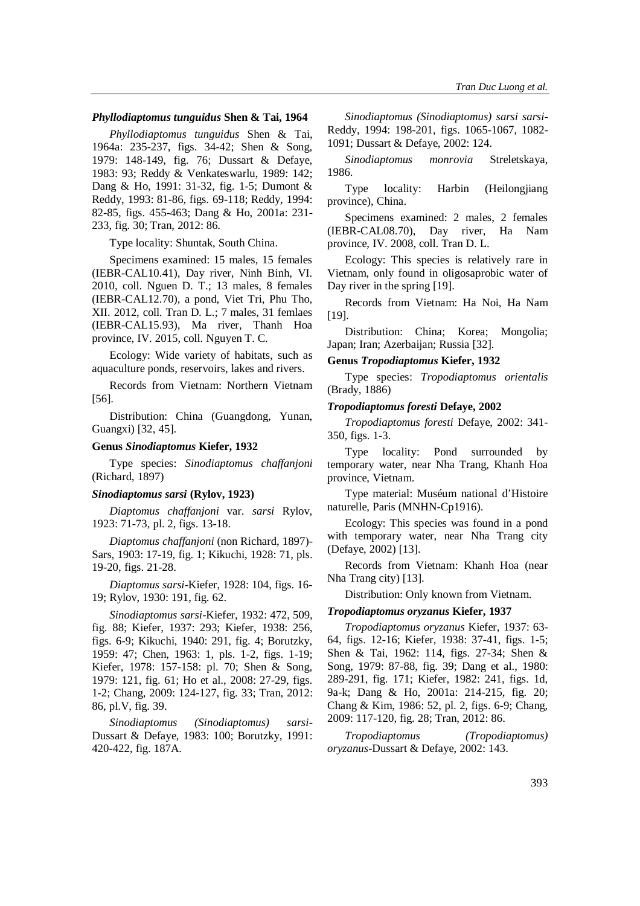### *Phyllodiaptomus tunguidus* Shen & Tai, 1964

*Phyllodiaptomus tunguidus* Shen & Tai, 1964a: 235-237, figs. 34-42; Shen & Song, 1979: 148-149, fig. 76; Dussart & Defaye, 1983: 93; Reddy & Venkateswarlu, 1989: 142; Dang & Ho, 1991: 31-32, fig. 1-5; Dumont & Reddy, 1993: 81-86, figs. 69-118; Reddy, 1994: 82-85, figs. 455-463; Dang & Ho, 2001a: 231-233, fig. 30; Tran, 2012: 86.

Type locality: Shuntak, South China.

Specimens examined: 15 males, 15 females (IEBR-CAL10.41), Day river, Ninh Binh, VI. 2010, coll. Nguen D. T.; 13 males, 8 females (IEBR-CAL12.70), a pond, Viet Tri, Phu Tho, XII. 2012, coll. Tran D. L.; 7 males, 31 femlaes (IEBR-CAL15.93), Ma river, Thanh Hoa province, IV. 2015, coll. Nguyen T. C.

Ecology: Wide variety of habitats, such as aquaculture ponds, reservoirs, lakes and rivers.

Records from Vietnam: Northern Vietnam [56].

Distribution: China (Guangdong, Yunan, Guangxi) [32, 45].

### Genus *Sinodiaptomus* Kiefer, 1932

Type species: *Sinodiaptomus chaffanjoni* (Richard, 1897)

### *Sinodiaptomus sarsi* (Rylov, 1923)

*Diaptomus chaffanjoni* var. *sarsi* Rylov, 1923: 71-73, pl. 2, figs. 13-18.

*Diaptomus chaffanjoni* (non Richard, 1897)-Sars, 1903: 17-19, fig. 1; Kikuchi, 1928: 71, pls. 19-20, figs. 21-28.

*Diaptomus sarsi*-Kiefer, 1928: 104, figs. 16-19; Rylov, 1930: 191, fig. 62.

*Sinodiaptomus sarsi*-Kiefer, 1932: 472, 509, fig. 88; Kiefer, 1937: 293; Kiefer, 1938: 256, figs. 6-9; Kikuchi, 1940: 291, fig. 4; Borutzky, 1959: 47; Chen, 1963: 1, pls. 1-2, figs. 1-19; Kiefer, 1978: 157-158: pl. 70; Shen & Song, 1979: 121, fig. 61; Ho et al., 2008: 27-29, figs. 1-2; Chang, 2009: 124-127, fig. 33; Tran, 2012: 86, pl.V, fig. 39.

*Sinodiaptomus (Sinodiaptomus) sarsi*-Dussart & Defaye, 1983: 100; Borutzky, 1991: 420-422, fig. 187A.

*Sinodiaptomus (Sinodiaptomus) sarsi sarsi*-Reddy, 1994: 198-201, figs. 1065-1067, 1082-1091; Dussart & Defaye, 2002: 124.

*Sinodiaptomus monrovia* Streletskaya, 1986.

Type locality: Harbin (Heilongjiang province), China.

Specimens examined: 2 males, 2 females (IEBR-CAL08.70), Day river, Ha Nam province, IV. 2008, coll. Tran D. L.

Ecology: This species is relatively rare in Vietnam, only found in oligosaprobic water of Day river in the spring [19].

Records from Vietnam: Ha Noi, Ha Nam [19].

Distribution: China; Korea; Mongolia; Japan; Iran; Azerbaijan; Russia [32].

### Genus *Tropodiaptomus* Kiefer, 1932

Type species: *Tropodiaptomus orientalis* (Brady, 1886)

### *Tropodiaptomus foresti* Defaye, 2002

*Tropodiaptomus foresti* Defaye, 2002: 341-350, figs. 1-3.

Type locality: Pond surrounded by temporary water, near Nha Trang, Khanh Hoa province, Vietnam.

Type material: Muséum national d'Histoire naturelle, Paris (MNHN-Cp1916).

Ecology: This species was found in a pond with temporary water, near Nha Trang city (Defaye, 2002) [13].

Records from Vietnam: Khanh Hoa (near Nha Trang city) [13].

Distribution: Only known from Vietnam.

### *Tropodiaptomus oryzanus* Kiefer, 1937

*Tropodiaptomus oryzanus* Kiefer, 1937: 63-64, figs. 12-16; Kiefer, 1938: 37-41, figs. 1-5; Shen & Tai, 1962: 114, figs. 27-34; Shen & Song, 1979: 87-88, fig. 39; Dang et al., 1980: 289-291, fig. 171; Kiefer, 1982: 241, figs. 1d, 9a-k; Dang & Ho, 2001a: 214-215, fig. 20; Chang & Kim, 1986: 52, pl. 2, figs. 6-9; Chang, 2009: 117-120, fig. 28; Tran, 2012: 86.

*Tropodiaptomus (Tropodiaptomus) oryzanus*-Dussart & Defaye, 2002: 143.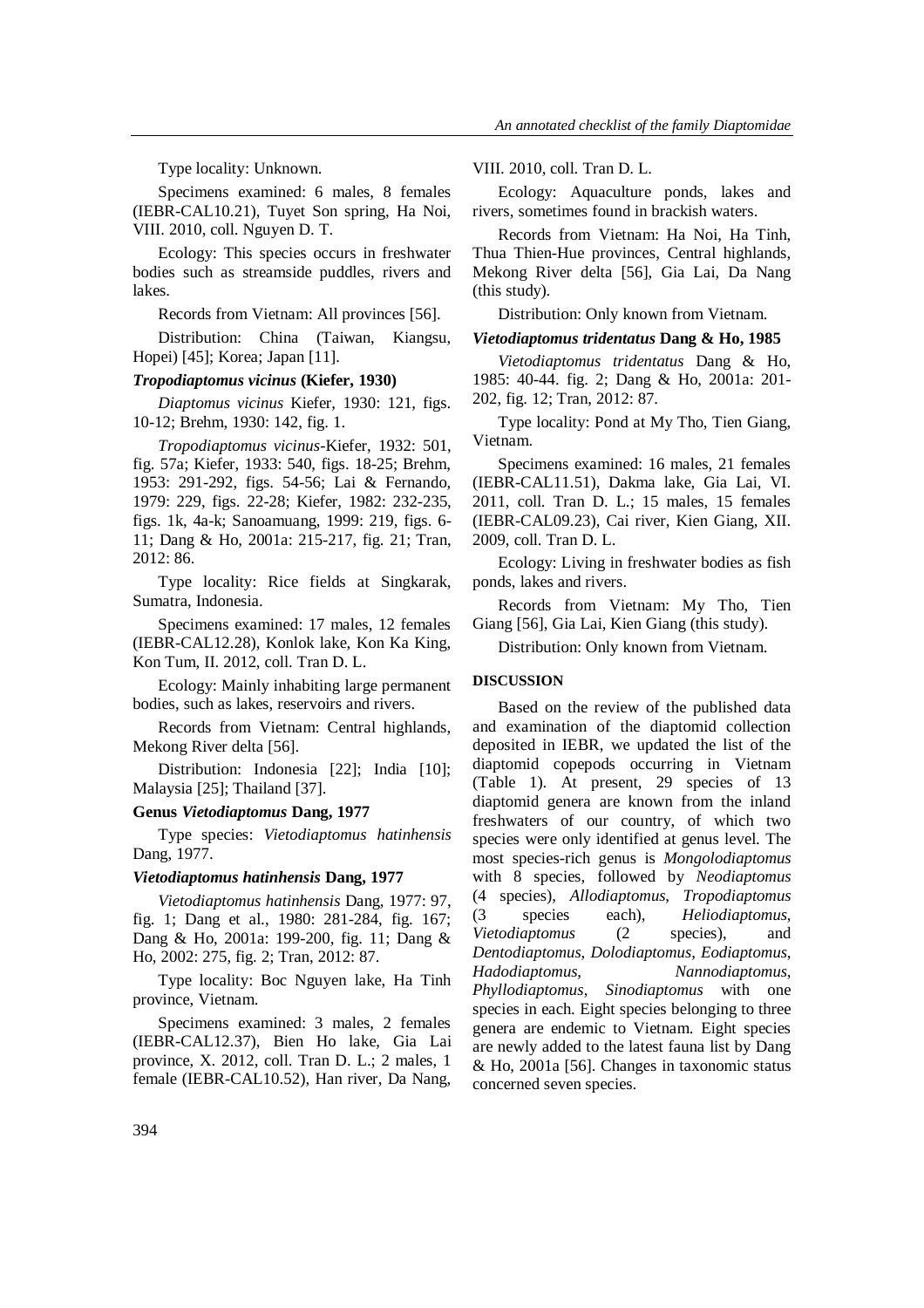Type locality: Unknown.

Specimens examined: 6 males, 8 females (IEBR-CAL10.21), Tuyet Son spring, Ha Noi, VIII. 2010, coll. Nguyen D. T.

Ecology: This species occurs in freshwater bodies such as streamside puddles, rivers and lakes.

Records from Vietnam: All provinces [56].

Distribution: China (Taiwan, Kiangsu, Hopei) [45]; Korea; Japan [11].

### *Tropodiaptomus vicinus* (Kiefer, 1930)

*Diaptomus vicinus* Kiefer, 1930: 121, figs. 10-12; Brehm, 1930: 142, fig. 1.

*Tropodiaptomus vicinus*-Kiefer, 1932: 501, fig. 57a; Kiefer, 1933: 540, figs. 18-25; Brehm, 1953: 291-292, figs. 54-56; Lai & Fernando, 1979: 229, figs. 22-28; Kiefer, 1982: 232-235, figs. 1k, 4a-k; Sanoamuang, 1999: 219, figs. 6-11; Dang & Ho, 2001a: 215-217, fig. 21; Tran, 2012: 86.

Type locality: Rice fields at Singkarak, Sumatra, Indonesia.

Specimens examined: 17 males, 12 females (IEBR-CAL12.28), Konlok lake, Kon Ka King, Kon Tum, II. 2012, coll. Tran D. L.

Ecology: Mainly inhabiting large permanent bodies, such as lakes, reservoirs and rivers.

Records from Vietnam: Central highlands, Mekong River delta [56].

Distribution: Indonesia [22]; India [10]; Malaysia [25]; Thailand [37].

### Genus *Vietodiaptomus* Dang, 1977

Type species: *Vietodiaptomus hatinhensis* Dang, 1977.

### *Vietodiaptomus hatinhensis* Dang, 1977

*Vietodiaptomus hatinhensis* Dang, 1977: 97, fig. 1; Dang et al., 1980: 281-284, fig. 167; Dang & Ho, 2001a: 199-200, fig. 11; Dang & Ho, 2002: 275, fig. 2; Tran, 2012: 87.

Type locality: Boc Nguyen lake, Ha Tinh province, Vietnam.

Specimens examined: 3 males, 2 females (IEBR-CAL12.37), Bien Ho lake, Gia Lai province, X. 2012, coll. Tran D. L.; 2 males, 1 female (IEBR-CAL10.52), Han river, Da Nang, VIII. 2010, coll. Tran D. L.

Ecology: Aquaculture ponds, lakes and rivers, sometimes found in brackish waters.

Records from Vietnam: Ha Noi, Ha Tinh, Thua Thien-Hue provinces, Central highlands, Mekong River delta [56], Gia Lai, Da Nang (this study).

Distribution: Only known from Vietnam.

### *Vietodiaptomus tridentatus* Dang & Ho, 1985

*Vietodiaptomus tridentatus* Dang & Ho, 1985: 40-44. fig. 2; Dang & Ho, 2001a: 201-202, fig. 12; Tran, 2012: 87.

Type locality: Pond at My Tho, Tien Giang, Vietnam.

Specimens examined: 16 males, 21 females (IEBR-CAL11.51), Dakma lake, Gia Lai, VI. 2011, coll. Tran D. L.; 15 males, 15 females (IEBR-CAL09.23), Cai river, Kien Giang, XII. 2009, coll. Tran D. L.

Ecology: Living in freshwater bodies as fish ponds, lakes and rivers.

Records from Vietnam: My Tho, Tien Giang [56], Gia Lai, Kien Giang (this study).

Distribution: Only known from Vietnam.

## DISCUSSION

Based on the review of the published data and examination of the diaptomid collection deposited in IEBR, we updated the list of the diaptomid copepods occurring in Vietnam (Table 1). At present, 29 species of 13 diaptomid genera are known from the inland freshwaters of our country, of which two species were only identified at genus level. The most species-rich genus is *Mongolodiaptomus* with 8 species, followed by *Neodiaptomus* (4 species), *Allodiaptomus*, *Tropodiaptomus* (3 species each), *Heliodiaptomus*, *Vietodiaptomus* (2 species), and *Dentodiaptomus*, *Dolodiaptomus*, *Eodiaptomus*, *Hadodiaptomus*, *Nannodiaptomus*, *Phyllodiaptomus*, *Sinodiaptomus* with one species in each. Eight species belonging to three genera are endemic to Vietnam. Eight species are newly added to the latest fauna list by Dang & Ho, 2001a [56]. Changes in taxonomic status concerned seven species.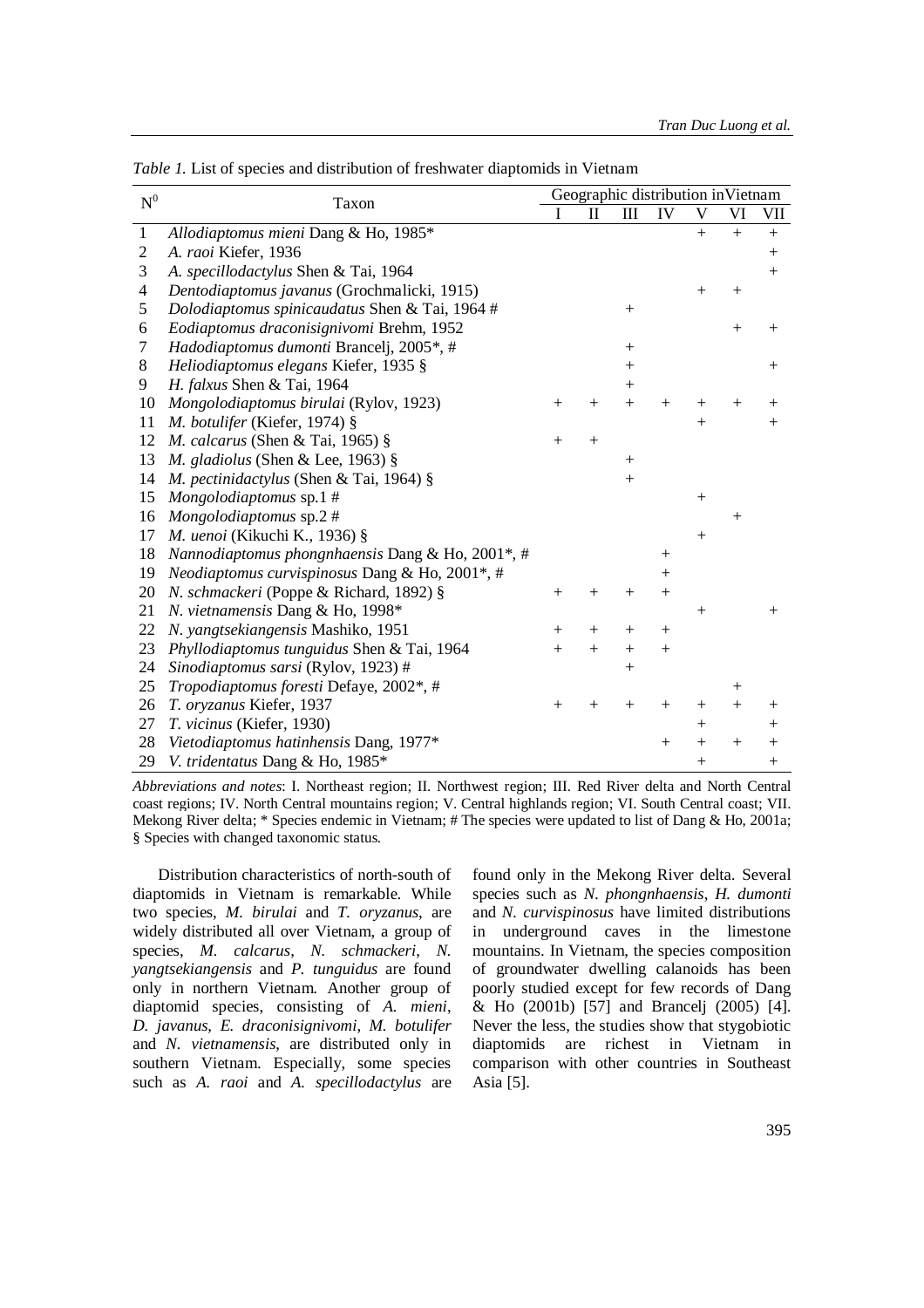*Table 1.* List of species and distribution of freshwater diaptomids in Vietnam

| $N^0$ | Taxon | Geographic distribution in Vietnam | | | | | | |
|---|---|---|---|---|---|---|---|---|
| | | I | II | III | IV | V | VI | VII |
| 1 | *Allodiaptomus mieni* Dang & Ho, 1985* | | | | | + | + | + |
| 2 | *A. raoi* Kiefer, 1936 | | | | | | | + |
| 3 | *A. specillodactylus* Shen & Tai, 1964 | | | | | | | + |
| 4 | *Dentodiaptomus javanus* (Grochmalicki, 1915) | | | | | + | + | |
| 5 | *Dolodiaptomus spinicaudatus* Shen & Tai, 1964 # | | | + | | | | |
| 6 | *Eodiaptomus draconisignivomi* Brehm, 1952 | | | | | | + | + |
| 7 | *Hadodiaptomus dumonti* Brancelj, 2005*, # | | | + | | | | |
| 8 | *Heliodiaptomus elegans* Kiefer, 1935 § | | | + | | | | + |
| 9 | *H. falxus* Shen & Tai, 1964 | | | + | | | | |
| 10 | *Mongolodiaptomus birulai* (Rylov, 1923) | + | + | + | + | + | + | + |
| 11 | *M. botulifer* (Kiefer, 1974) § | | | | | + | | + |
| 12 | *M. calcarus* (Shen & Tai, 1965) § | + | + | | | | | |
| 13 | *M. gladiolus* (Shen & Lee, 1963) § | | | + | | | | |
| 14 | *M. pectinidactylus* (Shen & Tai, 1964) § | | | + | | | | |
| 15 | *Mongolodiaptomus* sp.1 # | | | | | + | | |
| 16 | *Mongolodiaptomus* sp.2 # | | | | | | + | |
| 17 | *M. uenoi* (Kikuchi K., 1936) § | | | | | + | | |
| 18 | *Nannodiaptomus phongnhaensis* Dang & Ho, 2001*, # | | | | + | | | |
| 19 | *Neodiaptomus curvispinosus* Dang & Ho, 2001*, # | | | | + | | | |
| 20 | *N. schmackeri* (Poppe & Richard, 1892) § | + | + | + | + | | | |
| 21 | *N. vietnamensis* Dang & Ho, 1998* | | | | | + | | + |
| 22 | *N. yangtsekiangensis* Mashiko, 1951 | + | + | + | + | | | |
| 23 | *Phyllodiaptomus tunguidus* Shen & Tai, 1964 | + | + | + | + | | | |
| 24 | *Sinodiaptomus sarsi* (Rylov, 1923) # | | | + | | | | |
| 25 | *Tropodiaptomus foresti* Defaye, 2002*, # | | | | | | + | |
| 26 | *T. oryzanus* Kiefer, 1937 | + | + | + | + | + | + | + |
| 27 | *T. vicinus* (Kiefer, 1930) | | | | | + | | + |
| 28 | *Vietodiaptomus hatinhensis* Dang, 1977* | | | | + | + | + | + |
| 29 | *V. tridentatus* Dang & Ho, 1985* | | | | | + | | + |

*Abbreviations and notes*: I. Northeast region; II. Northwest region; III. Red River delta and North Central coast regions; IV. North Central mountains region; V. Central highlands region; VI. South Central coast; VII. Mekong River delta; * Species endemic in Vietnam; # The species were updated to list of Dang & Ho, 2001a; § Species with changed taxonomic status.

Distribution characteristics of north-south of diaptomids in Vietnam is remarkable. While two species, *M. birulai* and *T. oryzanus*, are widely distributed all over Vietnam, a group of species, *M. calcarus*, *N. schmackeri*, *N. yangtsekiangensis* and *P. tunguidus* are found only in northern Vietnam. Another group of diaptomid species, consisting of *A. mieni*, *D. javanus*, *E. draconisignivomi*, *M. botulifer* and *N. vietnamensis*, are distributed only in southern Vietnam. Especially, some species such as *A. raoi* and *A. specillodactylus* are found only in the Mekong River delta. Several species such as *N. phongnhaensis*, *H. dumonti* and *N. curvispinosus* have limited distributions in underground caves in the limestone mountains. In Vietnam, the species composition of groundwater dwelling calanoids has been poorly studied except for few records of Dang & Ho (2001b) [57] and Brancelj (2005) [4]. Never the less, the studies show that stygobiotic diaptomids are richest in Vietnam in comparison with other countries in Southeast Asia [5].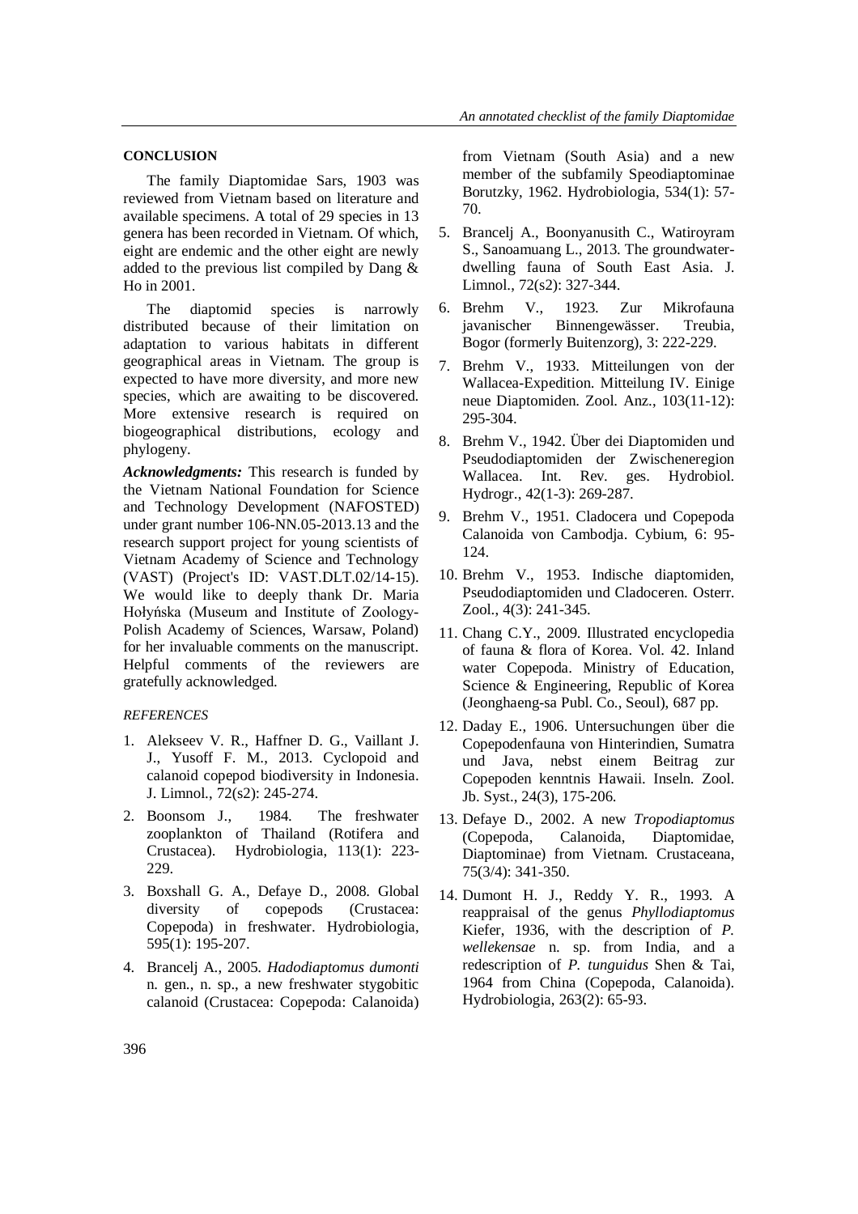## CONCLUSION

The family Diaptomidae Sars, 1903 was reviewed from Vietnam based on literature and available specimens. A total of 29 species in 13 genera has been recorded in Vietnam. Of which, eight are endemic and the other eight are newly added to the previous list compiled by Dang & Ho in 2001.

The diaptomid species is narrowly distributed because of their limitation on adaptation to various habitats in different geographical areas in Vietnam. The group is expected to have more diversity, and more new species, which are awaiting to be discovered. More extensive research is required on biogeographical distributions, ecology and phylogeny.

***Acknowledgments:*** This research is funded by the Vietnam National Foundation for Science and Technology Development (NAFOSTED) under grant number 106-NN.05-2013.13 and the research support project for young scientists of Vietnam Academy of Science and Technology (VAST) (Project's ID: VAST.DLT.02/14-15). We would like to deeply thank Dr. Maria Hołyńska (Museum and Institute of Zoology-Polish Academy of Sciences, Warsaw, Poland) for her invaluable comments on the manuscript. Helpful comments of the reviewers are gratefully acknowledged.

*REFERENCES*

1. Alekseev V. R., Haffner D. G., Vaillant J. J., Yusoff F. M., 2013. Cyclopoid and calanoid copepod biodiversity in Indonesia. J. Limnol., 72(s2): 245-274.
2. Boonsom J., 1984. The freshwater zooplankton of Thailand (Rotifera and Crustacea). Hydrobiologia, 113(1): 223-229.
3. Boxshall G. A., Defaye D., 2008. Global diversity of copepods (Crustacea: Copepoda) in freshwater. Hydrobiologia, 595(1): 195-207.
4. Brancelj A., 2005. *Hadodiaptomus dumonti* n. gen., n. sp., a new freshwater stygobitic calanoid (Crustacea: Copepoda: Calanoida) from Vietnam (South Asia) and a new member of the subfamily Speodiaptominae Borutzky, 1962. Hydrobiologia, 534(1): 57-70.
5. Brancelj A., Boonyanusith C., Watiroyram S., Sanoamuang L., 2013. The groundwater-dwelling fauna of South East Asia. J. Limnol., 72(s2): 327-344.
6. Brehm V., 1923. Zur Mikrofauna javanischer Binnengewässer. Treubia, Bogor (formerly Buitenzorg), 3: 222-229.
7. Brehm V., 1933. Mitteilungen von der Wallacea-Expedition. Mitteilung IV. Einige neue Diaptomiden. Zool. Anz., 103(11-12): 295-304.
8. Brehm V., 1942. Über dei Diaptomiden und Pseudodiaptomiden der Zwischeneregion Wallacea. Int. Rev. ges. Hydrobiol. Hydrogr., 42(1-3): 269-287.
9. Brehm V., 1951. Cladocera und Copepoda Calanoida von Cambodja. Cybium, 6: 95-124.
10. Brehm V., 1953. Indische diaptomiden, Pseudodiaptomiden und Cladoceren. Osterr. Zool., 4(3): 241-345.
11. Chang C.Y., 2009. Illustrated encyclopedia of fauna & flora of Korea. Vol. 42. Inland water Copepoda. Ministry of Education, Science & Engineering, Republic of Korea (Jeonghaeng-sa Publ. Co., Seoul), 687 pp.
12. Daday E., 1906. Untersuchungen über die Copepodenfauna von Hinterindien, Sumatra und Java, nebst einem Beitrag zur Copepoden kenntnis Hawaii. Inseln. Zool. Jb. Syst., 24(3), 175-206.
13. Defaye D., 2002. A new *Tropodiaptomus* (Copepoda, Calanoida, Diaptomidae, Diaptominae) from Vietnam. Crustaceana, 75(3/4): 341-350.
14. Dumont H. J., Reddy Y. R., 1993. A reappraisal of the genus *Phyllodiaptomus* Kiefer, 1936, with the description of *P. wellekensae* n. sp. from India, and a redescription of *P. tunguidus* Shen & Tai, 1964 from China (Copepoda, Calanoida). Hydrobiologia, 263(2): 65-93.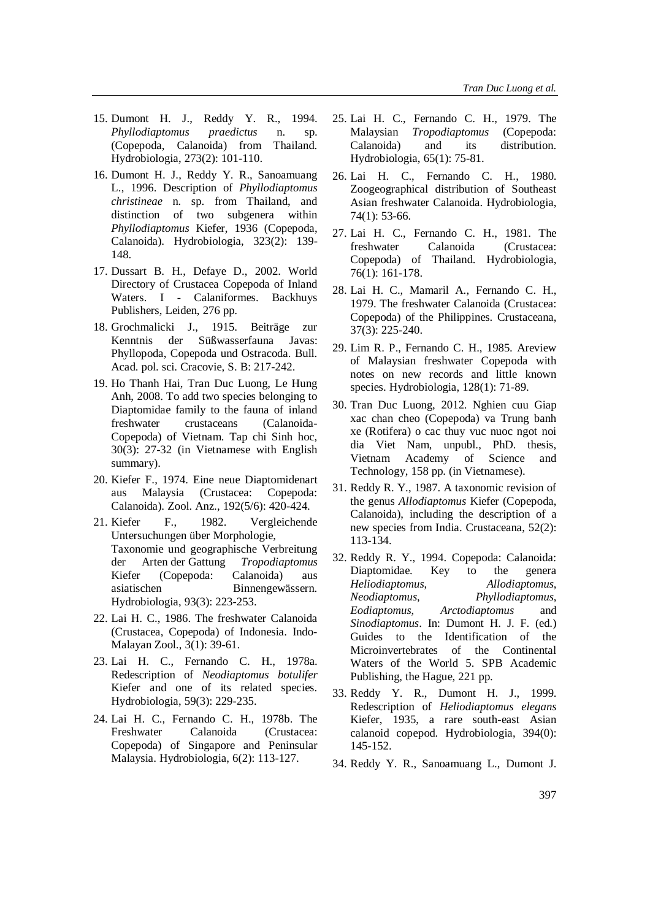15. Dumont H. J., Reddy Y. R., 1994. *Phyllodiaptomus praedictus* n. sp. (Copepoda, Calanoida) from Thailand. Hydrobiologia, 273(2): 101-110.

16. Dumont H. J., Reddy Y. R., Sanoamuang L., 1996. Description of *Phyllodiaptomus christineae* n. sp. from Thailand, and distinction of two subgenera within *Phyllodiaptomus* Kiefer, 1936 (Copepoda, Calanoida). Hydrobiologia, 323(2): 139-148.

17. Dussart B. H., Defaye D., 2002. World Directory of Crustacea Copepoda of Inland Waters. I - Calaniformes. Backhuys Publishers, Leiden, 276 pp.

18. Grochmalicki J., 1915. Beiträge zur Kenntnis der Süßwasserfauna Javas: Phyllopoda, Copepoda und Ostracoda. Bull. Acad. pol. sci. Cracovie, S. B: 217-242.

19. Ho Thanh Hai, Tran Duc Luong, Le Hung Anh, 2008. To add two species belonging to Diaptomidae family to the fauna of inland freshwater crustaceans (Calanoida-Copepoda) of Vietnam. Tap chi Sinh hoc, 30(3): 27-32 (in Vietnamese with English summary).

20. Kiefer F., 1974. Eine neue Diaptomidenart aus Malaysia (Crustacea: Copepoda: Calanoida). Zool. Anz., 192(5/6): 420-424.

21. Kiefer F., 1982. Vergleichende Untersuchungen über Morphologie, Taxonomie und geographische Verbreitung der Arten der Gattung *Tropodiaptomus* Kiefer (Copepoda: Calanoida) aus asiatischen Binnengewässern. Hydrobiologia, 93(3): 223-253.

22. Lai H. C., 1986. The freshwater Calanoida (Crustacea, Copepoda) of Indonesia. Indo-Malayan Zool., 3(1): 39-61.

23. Lai H. C., Fernando C. H., 1978a. Redescription of *Neodiaptomus botulifer* Kiefer and one of its related species. Hydrobiologia, 59(3): 229-235.

24. Lai H. C., Fernando C. H., 1978b. The Freshwater Calanoida (Crustacea: Copepoda) of Singapore and Peninsular Malaysia. Hydrobiologia, 6(2): 113-127.

25. Lai H. C., Fernando C. H., 1979. The Malaysian *Tropodiaptomus* (Copepoda: Calanoida) and its distribution. Hydrobiologia, 65(1): 75-81.

26. Lai H. C., Fernando C. H., 1980. Zoogeographical distribution of Southeast Asian freshwater Calanoida. Hydrobiologia, 74(1): 53-66.

27. Lai H. C., Fernando C. H., 1981. The freshwater Calanoida (Crustacea: Copepoda) of Thailand. Hydrobiologia, 76(1): 161-178.

28. Lai H. C., Mamaril A., Fernando C. H., 1979. The freshwater Calanoida (Crustacea: Copepoda) of the Philippines. Crustaceana, 37(3): 225-240.

29. Lim R. P., Fernando C. H., 1985. Areview of Malaysian freshwater Copepoda with notes on new records and little known species. Hydrobiologia, 128(1): 71-89.

30. Tran Duc Luong, 2012. Nghien cuu Giap xac chan cheo (Copepoda) va Trung banh xe (Rotifera) o cac thuy vuc nuoc ngot noi dia Viet Nam, unpubl., PhD. thesis, Vietnam Academy of Science and Technology, 158 pp. (in Vietnamese).

31. Reddy R. Y., 1987. A taxonomic revision of the genus *Allodiaptomus* Kiefer (Copepoda, Calanoida), including the description of a new species from India. Crustaceana, 52(2): 113-134.

32. Reddy R. Y., 1994. Copepoda: Calanoida: Diaptomidae. Key to the genera *Heliodiaptomus*, *Allodiaptomus*, *Neodiaptomus*, *Phyllodiaptomus*, *Eodiaptomus*, *Arctodiaptomus* and *Sinodiaptomus*. In: Dumont H. J. F. (ed.) Guides to the Identification of the Microinvertebrates of the Continental Waters of the World 5. SPB Academic Publishing, the Hague, 221 pp.

33. Reddy Y. R., Dumont H. J., 1999. Redescription of *Heliodiaptomus elegans* Kiefer, 1935, a rare south-east Asian calanoid copepod. Hydrobiologia, 394(0): 145-152.

34. Reddy Y. R., Sanoamuang L., Dumont J.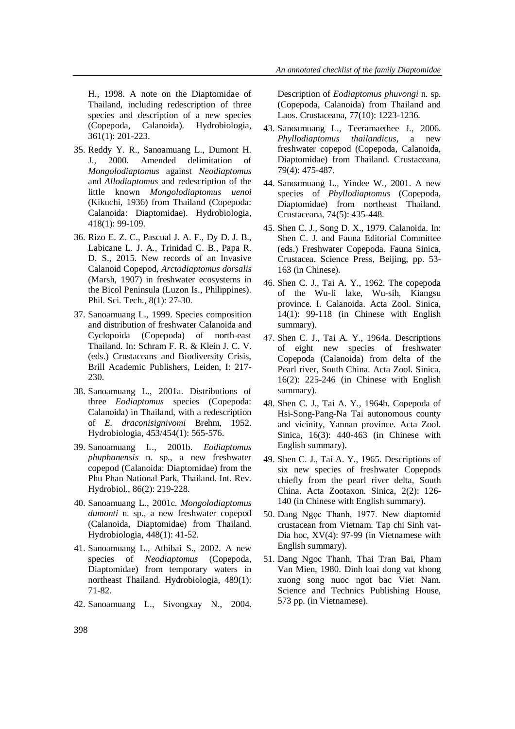H., 1998. A note on the Diaptomidae of Thailand, including redescription of three species and description of a new species (Copepoda, Calanoida). Hydrobiologia, 361(1): 201-223.

35. Reddy Y. R., Sanoamuang L., Dumont H. J., 2000. Amended delimitation of *Mongolodiaptomus* against *Neodiaptomus* and *Allodiaptomus* and redescription of the little known *Mongolodiaptomus uenoi* (Kikuchi, 1936) from Thailand (Copepoda: Calanoida: Diaptomidae). Hydrobiologia, 418(1): 99-109.

36. Rizo E. Z. C., Pascual J. A. F., Dy D. J. B., Labicane L. J. A., Trinidad C. B., Papa R. D. S., 2015. New records of an Invasive Calanoid Copepod, *Arctodiaptomus dorsalis* (Marsh, 1907) in freshwater ecosystems in the Bicol Peninsula (Luzon Is., Philippines). Phil. Sci. Tech., 8(1): 27-30.

37. Sanoamuang L., 1999. Species composition and distribution of freshwater Calanoida and Cyclopoida (Copepoda) of north-east Thailand. In: Schram F. R. & Klein J. C. V. (eds.) Crustaceans and Biodiversity Crisis, Brill Academic Publishers, Leiden, I: 217-230.

38. Sanoamuang L., 2001a. Distributions of three *Eodiaptomus* species (Copepoda: Calanoida) in Thailand, with a redescription of *E. draconisignivomi* Brehm, 1952. Hydrobiologia, 453/454(1): 565-576.

39. Sanoamuang L., 2001b. *Eodiaptomus phuphanensis* n. sp., a new freshwater copepod (Calanoida: Diaptomidae) from the Phu Phan National Park, Thailand. Int. Rev. Hydrobiol., 86(2): 219-228.

40. Sanoamuang L., 2001c. *Mongolodiaptomus dumonti* n. sp., a new freshwater copepod (Calanoida, Diaptomidae) from Thailand. Hydrobiologia, 448(1): 41-52.

41. Sanoamuang L., Athibai S., 2002. A new species of *Neodiaptomus* (Copepoda, Diaptomidae) from temporary waters in northeast Thailand. Hydrobiologia, 489(1): 71-82.

42. Sanoamuang L., Sivongxay N., 2004. Description of *Eodiaptomus phuvongi* n. sp. (Copepoda, Calanoida) from Thailand and Laos. Crustaceana, 77(10): 1223-1236.

43. Sanoamuang L., Teeramaethee J., 2006. *Phyllodiaptomus thailandicus*, a new freshwater copepod (Copepoda, Calanoida, Diaptomidae) from Thailand. Crustaceana, 79(4): 475-487.

44. Sanoamuang L., Yindee W., 2001. A new species of *Phyllodiaptomus* (Copepoda, Diaptomidae) from northeast Thailand. Crustaceana, 74(5): 435-448.

45. Shen C. J., Song D. X., 1979. Calanoida. In: Shen C. J. and Fauna Editorial Committee (eds.) Freshwater Copepoda. Fauna Sinica, Crustacea. Science Press, Beijing, pp. 53-163 (in Chinese).

46. Shen C. J., Tai A. Y., 1962. The copepoda of the Wu-li lake, Wu-sih, Kiangsu province. I. Calanoida. Acta Zool. Sinica, 14(1): 99-118 (in Chinese with English summary).

47. Shen C. J., Tai A. Y., 1964a. Descriptions of eight new species of freshwater Copepoda (Calanoida) from delta of the Pearl river, South China. Acta Zool. Sinica, 16(2): 225-246 (in Chinese with English summary).

48. Shen C. J., Tai A. Y., 1964b. Copepoda of Hsi-Song-Pang-Na Tai autonomous county and vicinity, Yannan province. Acta Zool. Sinica, 16(3): 440-463 (in Chinese with English summary).

49. Shen C. J., Tai A. Y., 1965. Descriptions of six new species of freshwater Copepods chiefly from the pearl river delta, South China. Acta Zootaxon. Sinica, 2(2): 126-140 (in Chinese with English summary).

50. Dang Ngọc Thanh, 1977. New diaptomid crustacean from Vietnam. Tap chi Sinh vat-Dia hoc, XV(4): 97-99 (in Vietnamese with English summary).

51. Dang Ngoc Thanh, Thai Tran Bai, Pham Van Mien, 1980. Dinh loai dong vat khong xuong song nuoc ngot bac Viet Nam. Science and Technics Publishing House, 573 pp. (in Vietnamese).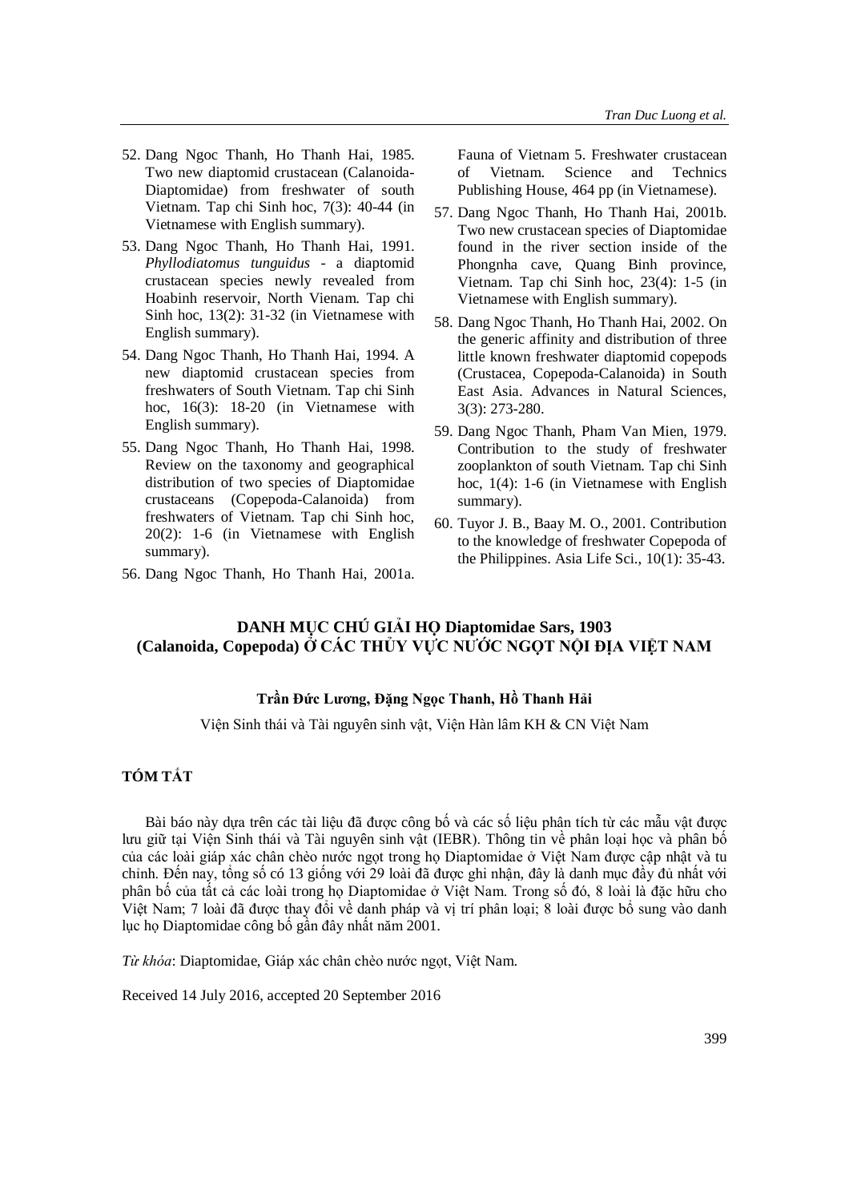52. Dang Ngoc Thanh, Ho Thanh Hai, 1985. Two new diaptomid crustacean (Calanoida-Diaptomidae) from freshwater of south Vietnam. Tap chi Sinh hoc, 7(3): 40-44 (in Vietnamese with English summary).
53. Dang Ngoc Thanh, Ho Thanh Hai, 1991. *Phyllodiatomus tunguidus* - a diaptomid crustacean species newly revealed from Hoabinh reservoir, North Vienam. Tap chi Sinh hoc, 13(2): 31-32 (in Vietnamese with English summary).
54. Dang Ngoc Thanh, Ho Thanh Hai, 1994. A new diaptomid crustacean species from freshwaters of South Vietnam. Tap chi Sinh hoc, 16(3): 18-20 (in Vietnamese with English summary).
55. Dang Ngoc Thanh, Ho Thanh Hai, 1998. Review on the taxonomy and geographical distribution of two species of Diaptomidae crustaceans (Copepoda-Calanoida) from freshwaters of Vietnam. Tap chi Sinh hoc, 20(2): 1-6 (in Vietnamese with English summary).
56. Dang Ngoc Thanh, Ho Thanh Hai, 2001a. Fauna of Vietnam 5. Freshwater crustacean of Vietnam. Science and Technics Publishing House, 464 pp (in Vietnamese).
57. Dang Ngoc Thanh, Ho Thanh Hai, 2001b. Two new crustacean species of Diaptomidae found in the river section inside of the Phongnha cave, Quang Binh province, Vietnam. Tap chi Sinh hoc, 23(4): 1-5 (in Vietnamese with English summary).
58. Dang Ngoc Thanh, Ho Thanh Hai, 2002. On the generic affinity and distribution of three little known freshwater diaptomid copepods (Crustacea, Copepoda-Calanoida) in South East Asia. Advances in Natural Sciences, 3(3): 273-280.
59. Dang Ngoc Thanh, Pham Van Mien, 1979. Contribution to the study of freshwater zooplankton of south Vietnam. Tap chi Sinh hoc, 1(4): 1-6 (in Vietnamese with English summary).
60. Tuyor J. B., Baay M. O., 2001. Contribution to the knowledge of freshwater Copepoda of the Philippines. Asia Life Sci., 10(1): 35-43.

## DANH MỤC CHÚ GIẢI HỌ Diaptomidae Sars, 1903 (Calanoida, Copepoda) Ở CÁC THỦY VỰC NƯỚC NGỌT NỘI ĐỊA VIỆT NAM

**Trần Đức Lương, Đặng Ngọc Thanh, Hồ Thanh Hải**

Viện Sinh thái và Tài nguyên sinh vật, Viện Hàn lâm KH & CN Việt Nam

### TÓM TẮT

Bài báo này dựa trên các tài liệu đã được công bố và các số liệu phân tích từ các mẫu vật được lưu giữ tại Viện Sinh thái và Tài nguyên sinh vật (IEBR). Thông tin về phân loại học và phân bố của các loài giáp xác chân chèo nước ngọt trong họ Diaptomidae ở Việt Nam được cập nhật và tu chỉnh. Đến nay, tổng số có 13 giống với 29 loài đã được ghi nhận, đây là danh mục đầy đủ nhất với phân bố của tất cả các loài trong họ Diaptomidae ở Việt Nam. Trong số đó, 8 loài là đặc hữu cho Việt Nam; 7 loài đã được thay đổi về danh pháp và vị trí phân loại; 8 loài được bổ sung vào danh lục họ Diaptomidae công bố gần đây nhất năm 2001.

*Từ khóa*: Diaptomidae, Giáp xác chân chèo nước ngọt, Việt Nam.

Received 14 July 2016, accepted 20 September 2016